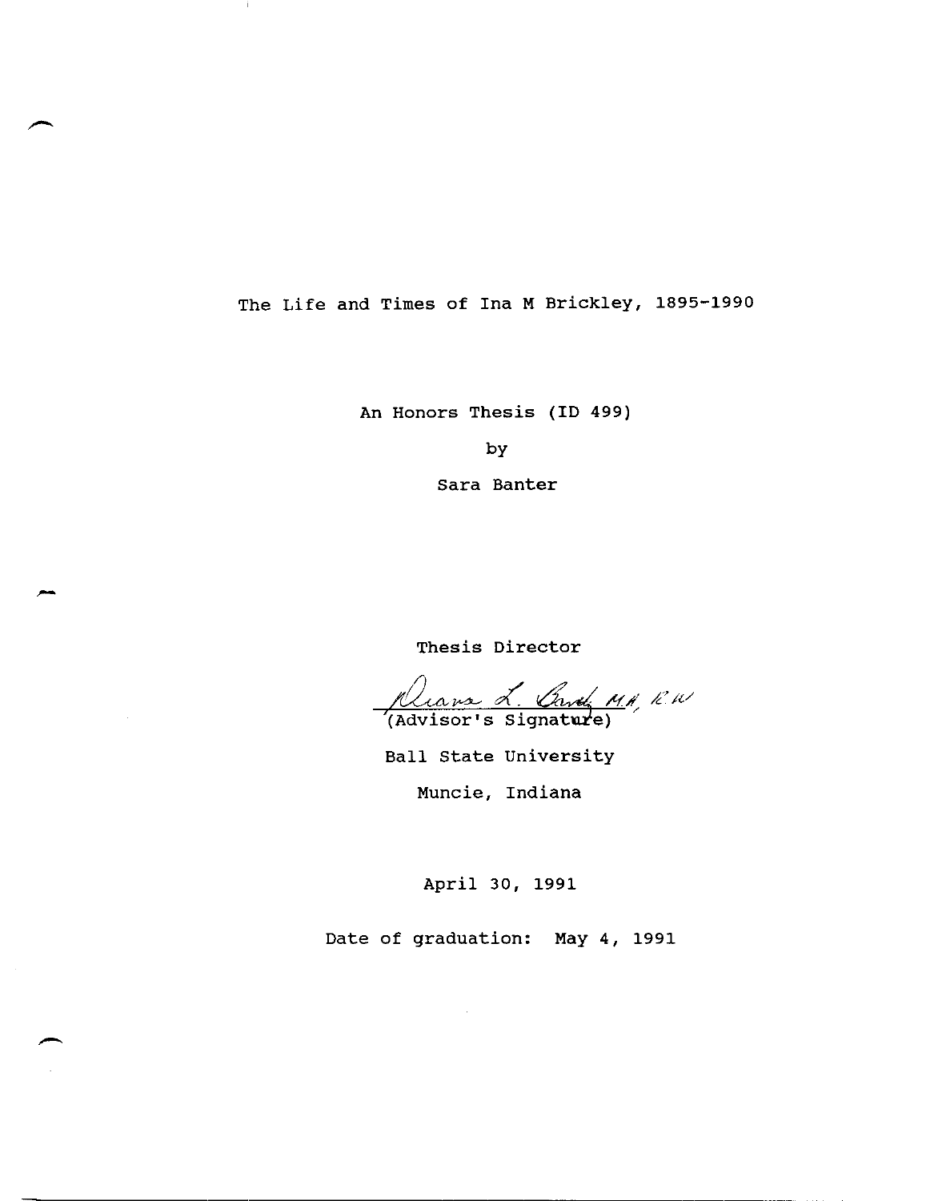# The Life and Times of Ina M Brickley, 1895-1990

An Honors Thesis (ID 499)

by

Sara Banter

Thesis Director

Diana L. Brady MA, RN
(Advisor's Signature)

Ball State University

Muncie, Indiana

April 30, 1991

Date of graduation: May 4, 1991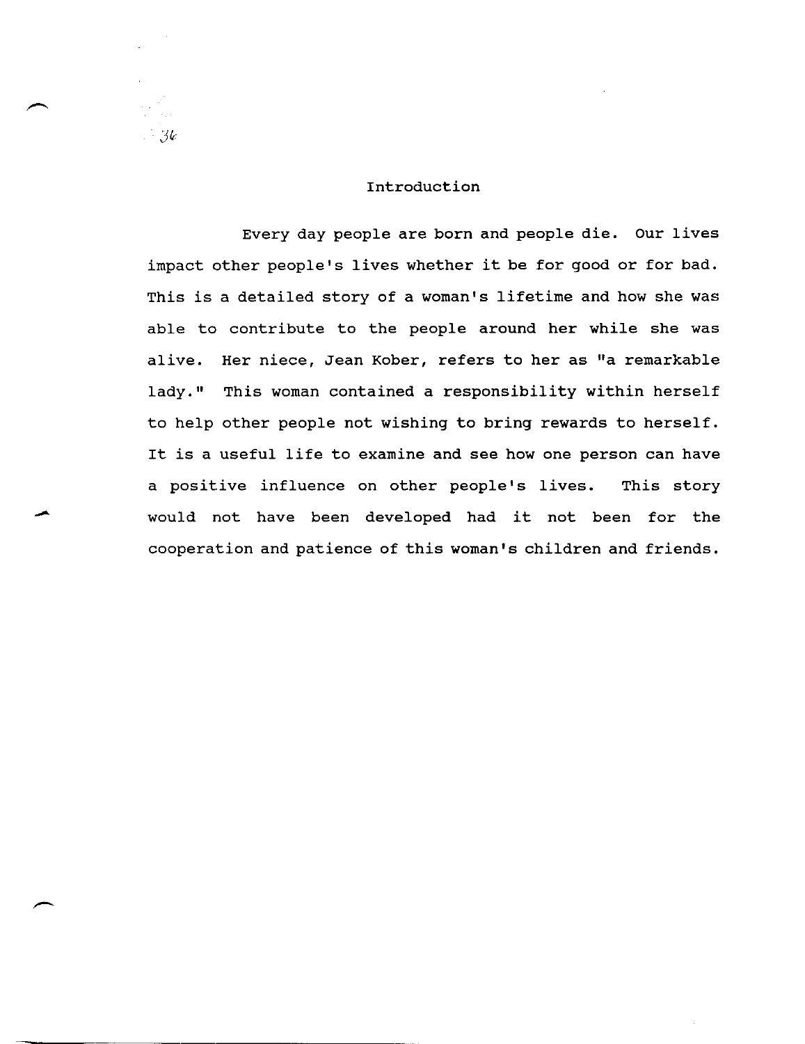# Introduction

Every day people are born and people die. Our lives impact other people's lives whether it be for good or for bad. This is a detailed story of a woman's lifetime and how she was able to contribute to the people around her while she was alive. Her niece, Jean Kober, refers to her as "a remarkable lady." This woman contained a responsibility within herself to help other people not wishing to bring rewards to herself. It is a useful life to examine and see how one person can have a positive influence on other people's lives. This story would not have been developed had it not been for the cooperation and patience of this woman's children and friends.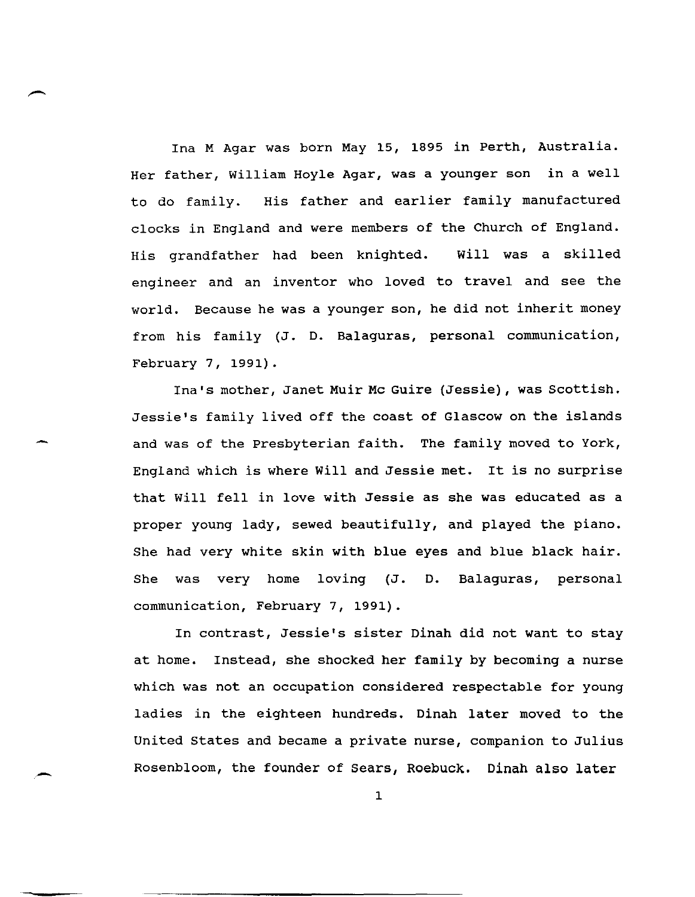Ina M Agar was born May 15, 1895 in Perth, Australia. Her father, William Hoyle Agar, was a younger son in a well to do family. His father and earlier family manufactured clocks in England and were members of the Church of England. His grandfather had been knighted. Will was a skilled engineer and an inventor who loved to travel and see the world. Because he was a younger son, he did not inherit money from his family (J. D. Balaguras, personal communication, February 7, 1991).

Ina's mother, Janet Muir Mc Guire (Jessie), was Scottish. Jessie's family lived off the coast of Glascow on the islands and was of the Presbyterian faith. The family moved to York, England which is where Will and Jessie met. It is no surprise that Will fell in love with Jessie as she was educated as a proper young lady, sewed beautifully, and played the piano. She had very white skin with blue eyes and blue black hair. She was very home loving (J. D. Balaguras, personal communication, February 7, 1991).

In contrast, Jessie's sister Dinah did not want to stay at home. Instead, she shocked her family by becoming a nurse which was not an occupation considered respectable for young ladies in the eighteen hundreds. Dinah later moved to the United States and became a private nurse, companion to Julius Rosenbloom, the founder of Sears, Roebuck. Dinah also later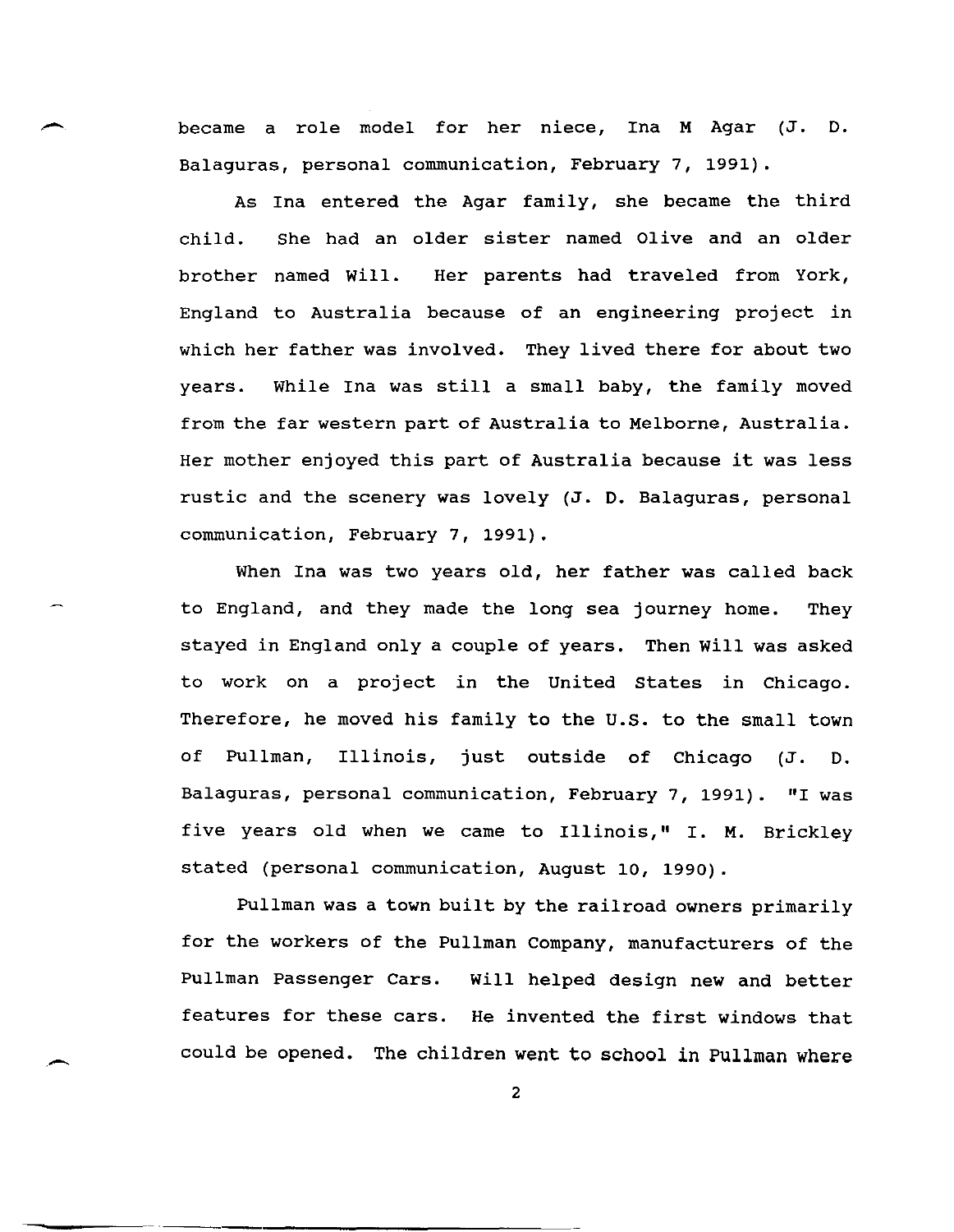became a role model for her niece, Ina M Agar (J. D. Balaguras, personal communication, February 7, 1991).

As Ina entered the Agar family, she became the third child. She had an older sister named Olive and an older brother named Will. Her parents had traveled from York, England to Australia because of an engineering project in which her father was involved. They lived there for about two years. While Ina was still a small baby, the family moved from the far western part of Australia to Melborne, Australia. Her mother enjoyed this part of Australia because it was less rustic and the scenery was lovely (J. D. Balaguras, personal communication, February 7, 1991).

When Ina was two years old, her father was called back to England, and they made the long sea journey home. They stayed in England only a couple of years. Then Will was asked to work on a project in the United States in Chicago. Therefore, he moved his family to the U.S. to the small town of Pullman, Illinois, just outside of Chicago (J. D. Balaguras, personal communication, February 7, 1991). "I was five years old when we came to Illinois," I. M. Brickley stated (personal communication, August 10, 1990).

Pullman was a town built by the railroad owners primarily for the workers of the Pullman Company, manufacturers of the Pullman Passenger Cars. Will helped design new and better features for these cars. He invented the first windows that could be opened. The children went to school in Pullman where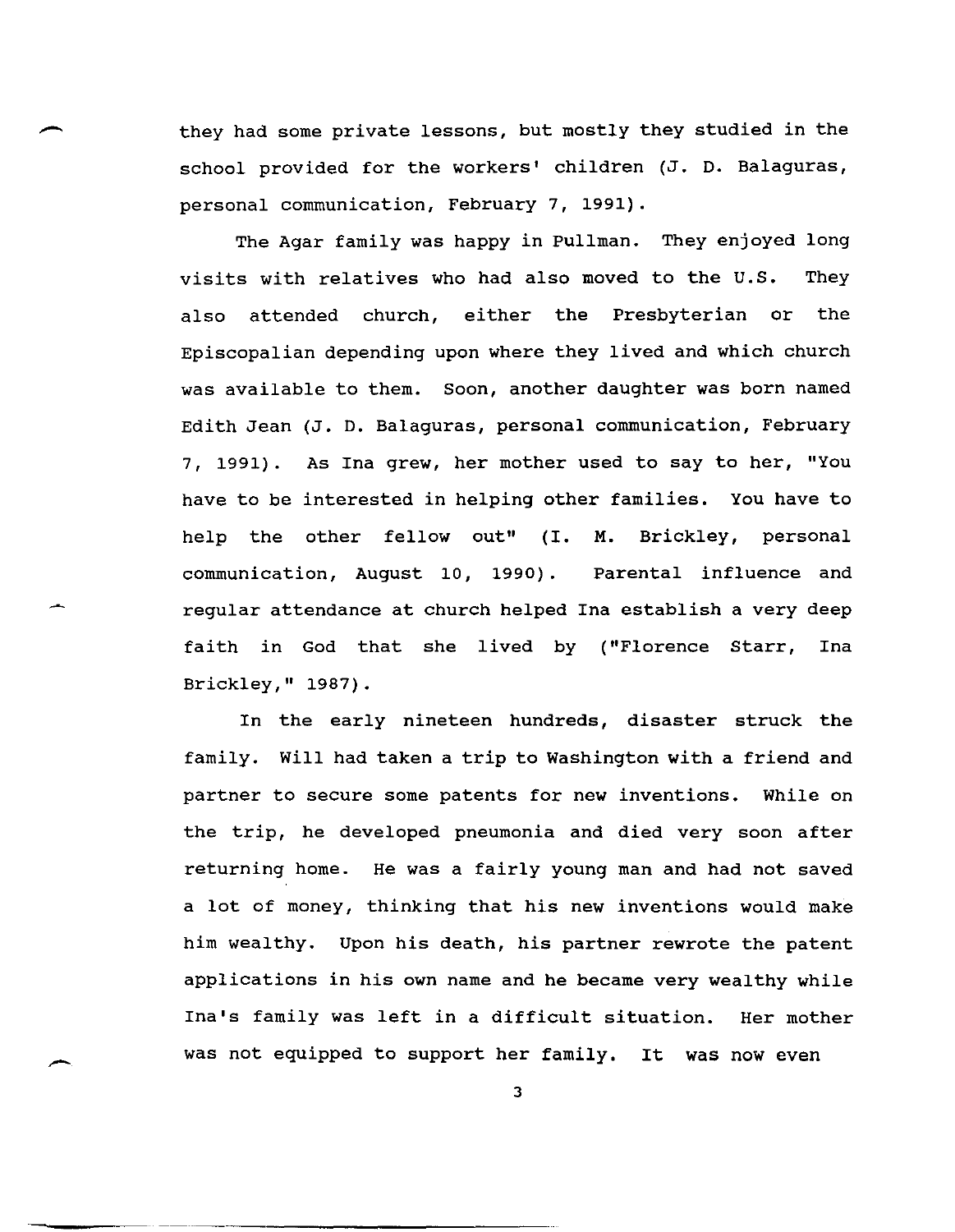they had some private lessons, but mostly they studied in the school provided for the workers' children (J. D. Balaguras, personal communication, February 7, 1991).

The Agar family was happy in Pullman. They enjoyed long visits with relatives who had also moved to the U.S. They also attended church, either the Presbyterian or the Episcopalian depending upon where they lived and which church was available to them. Soon, another daughter was born named Edith Jean (J. D. Balaguras, personal communication, February 7, 1991). As Ina grew, her mother used to say to her, "You have to be interested in helping other families. You have to help the other fellow out" (I. M. Brickley, personal communication, August 10, 1990). Parental influence and regular attendance at church helped Ina establish a very deep faith in God that she lived by ("Florence Starr, Ina Brickley," 1987).

In the early nineteen hundreds, disaster struck the family. Will had taken a trip to Washington with a friend and partner to secure some patents for new inventions. While on the trip, he developed pneumonia and died very soon after returning home. He was a fairly young man and had not saved a lot of money, thinking that his new inventions would make him wealthy. Upon his death, his partner rewrote the patent applications in his own name and he became very wealthy while Ina's family was left in a difficult situation. Her mother was not equipped to support her family. It was now even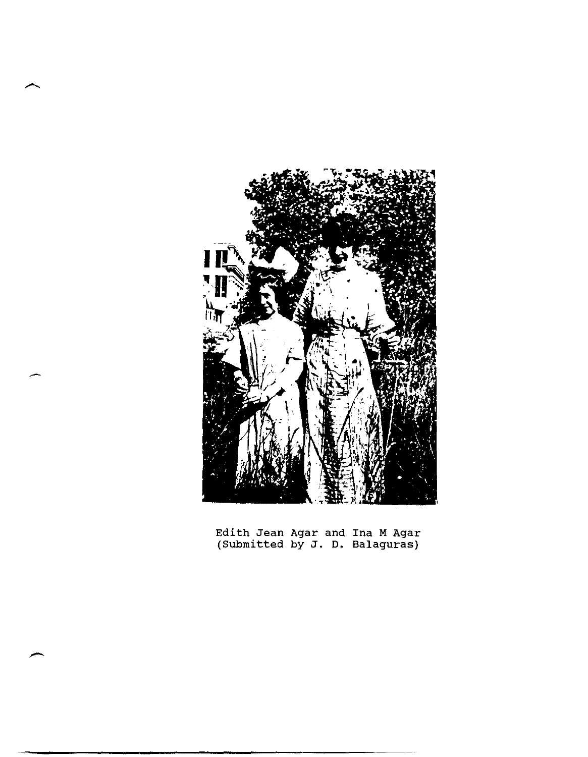Edith Jean Agar and Ina M Agar
(Submitted by J. D. Balaguras)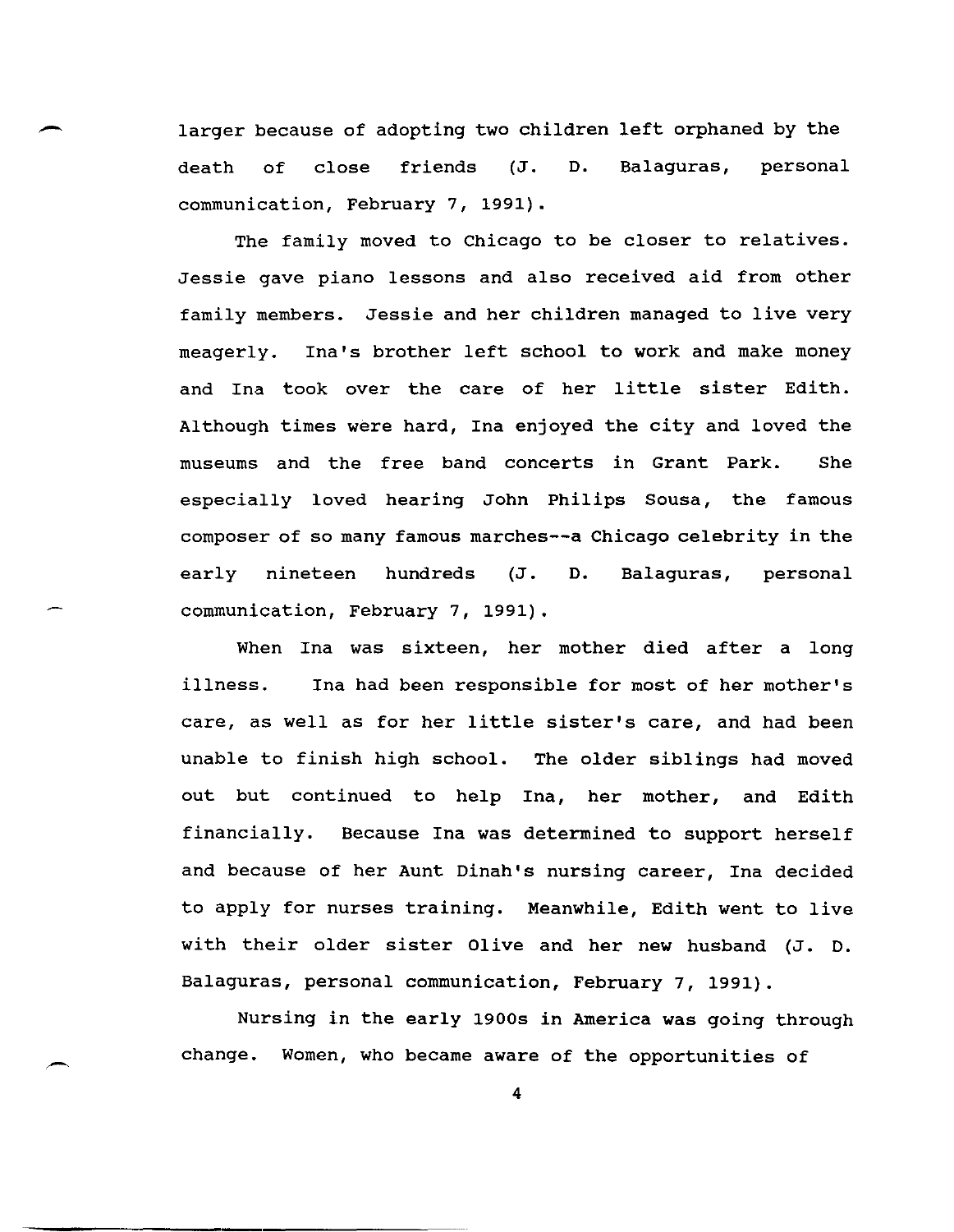larger because of adopting two children left orphaned by the death of close friends (J. D. Balaguras, personal communication, February 7, 1991).

The family moved to Chicago to be closer to relatives. Jessie gave piano lessons and also received aid from other family members. Jessie and her children managed to live very meagerly. Ina's brother left school to work and make money and Ina took over the care of her little sister Edith. Although times were hard, Ina enjoyed the city and loved the museums and the free band concerts in Grant Park. She especially loved hearing John Philips Sousa, the famous composer of so many famous marches--a Chicago celebrity in the early nineteen hundreds (J. D. Balaguras, personal communication, February 7, 1991).

When Ina was sixteen, her mother died after a long illness. Ina had been responsible for most of her mother's care, as well as for her little sister's care, and had been unable to finish high school. The older siblings had moved out but continued to help Ina, her mother, and Edith financially. Because Ina was determined to support herself and because of her Aunt Dinah's nursing career, Ina decided to apply for nurses training. Meanwhile, Edith went to live with their older sister Olive and her new husband (J. D. Balaguras, personal communication, February 7, 1991).

Nursing in the early 1900s in America was going through change. Women, who became aware of the opportunities of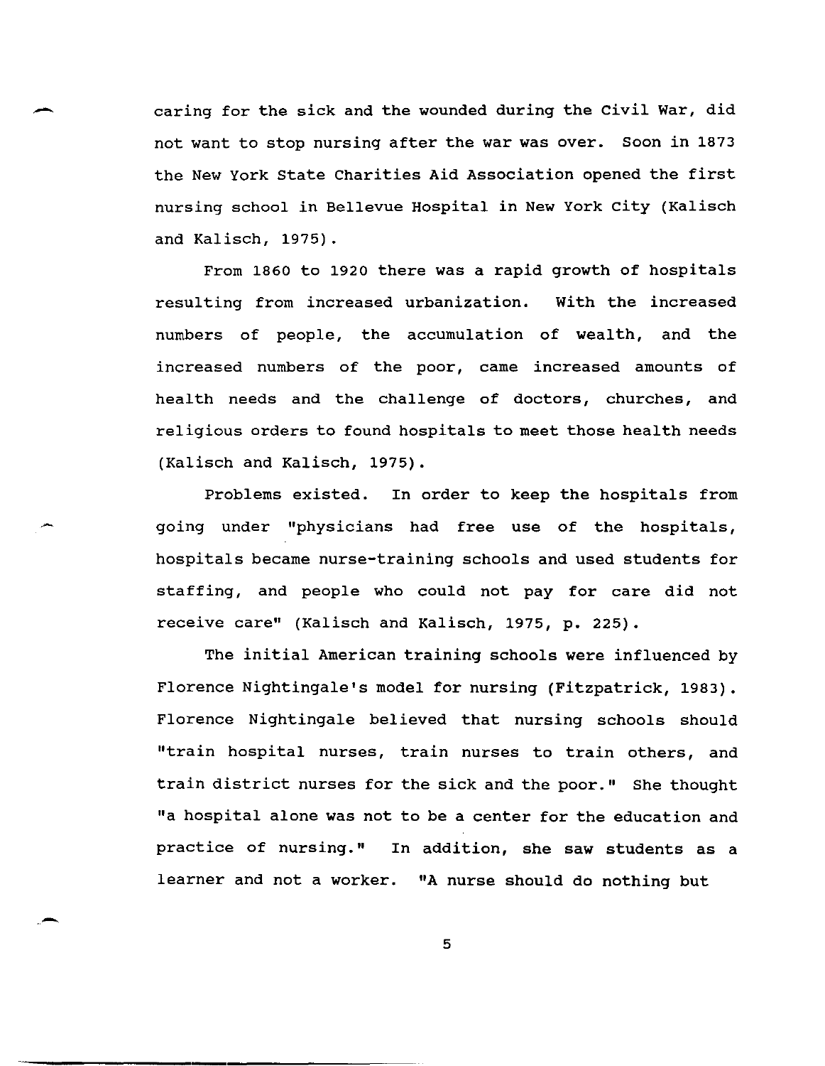caring for the sick and the wounded during the Civil War, did not want to stop nursing after the war was over. Soon in 1873 the New York State Charities Aid Association opened the first nursing school in Bellevue Hospital in New York City (Kalisch and Kalisch, 1975).

From 1860 to 1920 there was a rapid growth of hospitals resulting from increased urbanization. With the increased numbers of people, the accumulation of wealth, and the increased numbers of the poor, came increased amounts of health needs and the challenge of doctors, churches, and religious orders to found hospitals to meet those health needs (Kalisch and Kalisch, 1975).

Problems existed. In order to keep the hospitals from going under "physicians had free use of the hospitals, hospitals became nurse-training schools and used students for staffing, and people who could not pay for care did not receive care" (Kalisch and Kalisch, 1975, p. 225).

The initial American training schools were influenced by Florence Nightingale's model for nursing (Fitzpatrick, 1983). Florence Nightingale believed that nursing schools should "train hospital nurses, train nurses to train others, and train district nurses for the sick and the poor." She thought "a hospital alone was not to be a center for the education and practice of nursing." In addition, she saw students as a learner and not a worker. "A nurse should do nothing but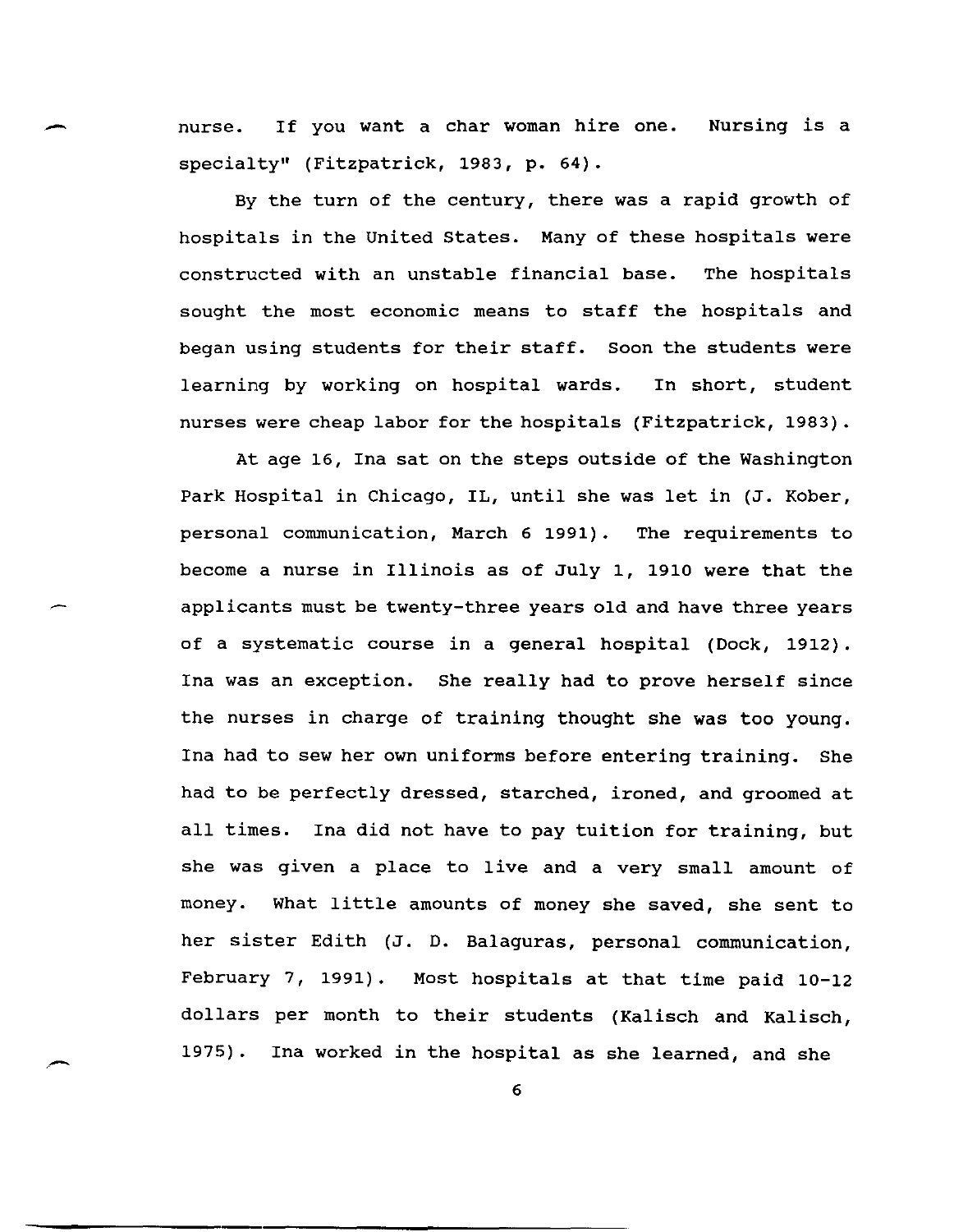nurse. If you want a char woman hire one. Nursing is a specialty" (Fitzpatrick, 1983, p. 64).

By the turn of the century, there was a rapid growth of hospitals in the United States. Many of these hospitals were constructed with an unstable financial base. The hospitals sought the most economic means to staff the hospitals and began using students for their staff. Soon the students were learning by working on hospital wards. In short, student nurses were cheap labor for the hospitals (Fitzpatrick, 1983).

At age 16, Ina sat on the steps outside of the Washington Park Hospital in Chicago, IL, until she was let in (J. Kober, personal communication, March 6 1991). The requirements to become a nurse in Illinois as of July 1, 1910 were that the applicants must be twenty-three years old and have three years of a systematic course in a general hospital (Dock, 1912). Ina was an exception. She really had to prove herself since the nurses in charge of training thought she was too young. Ina had to sew her own uniforms before entering training. She had to be perfectly dressed, starched, ironed, and groomed at all times. Ina did not have to pay tuition for training, but she was given a place to live and a very small amount of money. What little amounts of money she saved, she sent to her sister Edith (J. D. Balaguras, personal communication, February 7, 1991). Most hospitals at that time paid 10-12 dollars per month to their students (Kalisch and Kalisch, 1975). Ina worked in the hospital as she learned, and she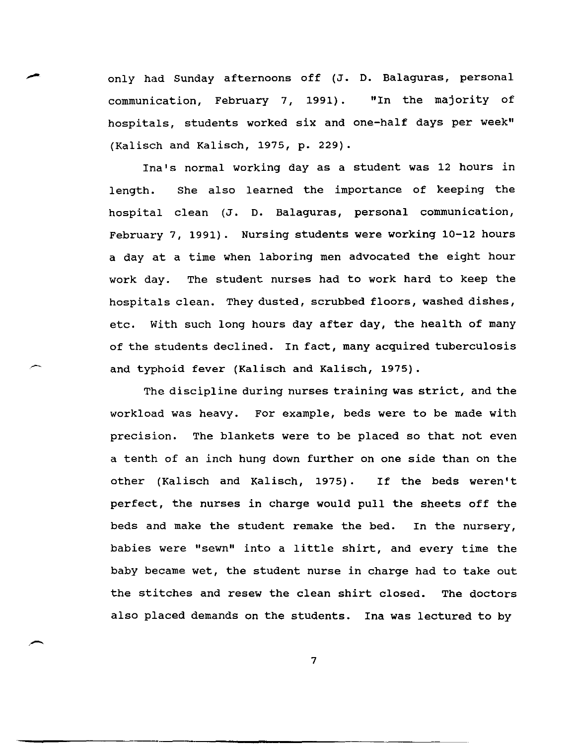only had Sunday afternoons off (J. D. Balaguras, personal communication, February 7, 1991). "In the majority of hospitals, students worked six and one-half days per week" (Kalisch and Kalisch, 1975, p. 229).

Ina's normal working day as a student was 12 hours in length. She also learned the importance of keeping the hospital clean (J. D. Balaguras, personal communication, February 7, 1991). Nursing students were working 10-12 hours a day at a time when laboring men advocated the eight hour work day. The student nurses had to work hard to keep the hospitals clean. They dusted, scrubbed floors, washed dishes, etc. With such long hours day after day, the health of many of the students declined. In fact, many acquired tuberculosis and typhoid fever (Kalisch and Kalisch, 1975).

The discipline during nurses training was strict, and the workload was heavy. For example, beds were to be made with precision. The blankets were to be placed so that not even a tenth of an inch hung down further on one side than on the other (Kalisch and Kalisch, 1975). If the beds weren't perfect, the nurses in charge would pull the sheets off the beds and make the student remake the bed. In the nursery, babies were "sewn" into a little shirt, and every time the baby became wet, the student nurse in charge had to take out the stitches and resew the clean shirt closed. The doctors also placed demands on the students. Ina was lectured to by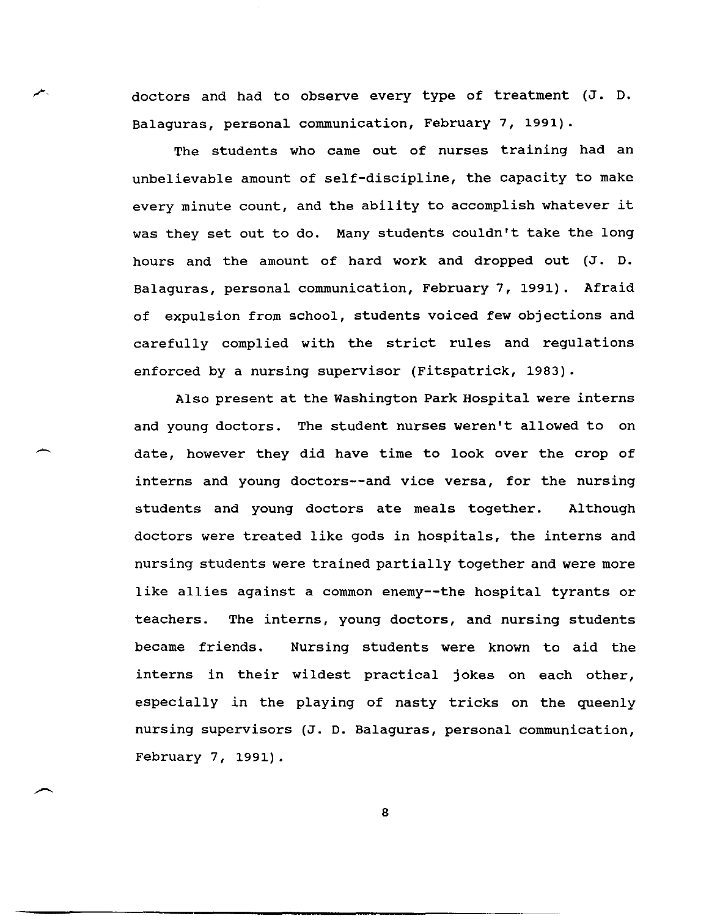doctors and had to observe every type of treatment (J. D. Balaguras, personal communication, February 7, 1991).

The students who came out of nurses training had an unbelievable amount of self-discipline, the capacity to make every minute count, and the ability to accomplish whatever it was they set out to do. Many students couldn't take the long hours and the amount of hard work and dropped out (J. D. Balaguras, personal communication, February 7, 1991). Afraid of expulsion from school, students voiced few objections and carefully complied with the strict rules and regulations enforced by a nursing supervisor (Fitspatrick, 1983).

Also present at the Washington Park Hospital were interns and young doctors. The student nurses weren't allowed to on date, however they did have time to look over the crop of interns and young doctors--and vice versa, for the nursing students and young doctors ate meals together. Although doctors were treated like gods in hospitals, the interns and nursing students were trained partially together and were more like allies against a common enemy--the hospital tyrants or teachers. The interns, young doctors, and nursing students became friends. Nursing students were known to aid the interns in their wildest practical jokes on each other, especially in the playing of nasty tricks on the queenly nursing supervisors (J. D. Balaguras, personal communication, February 7, 1991).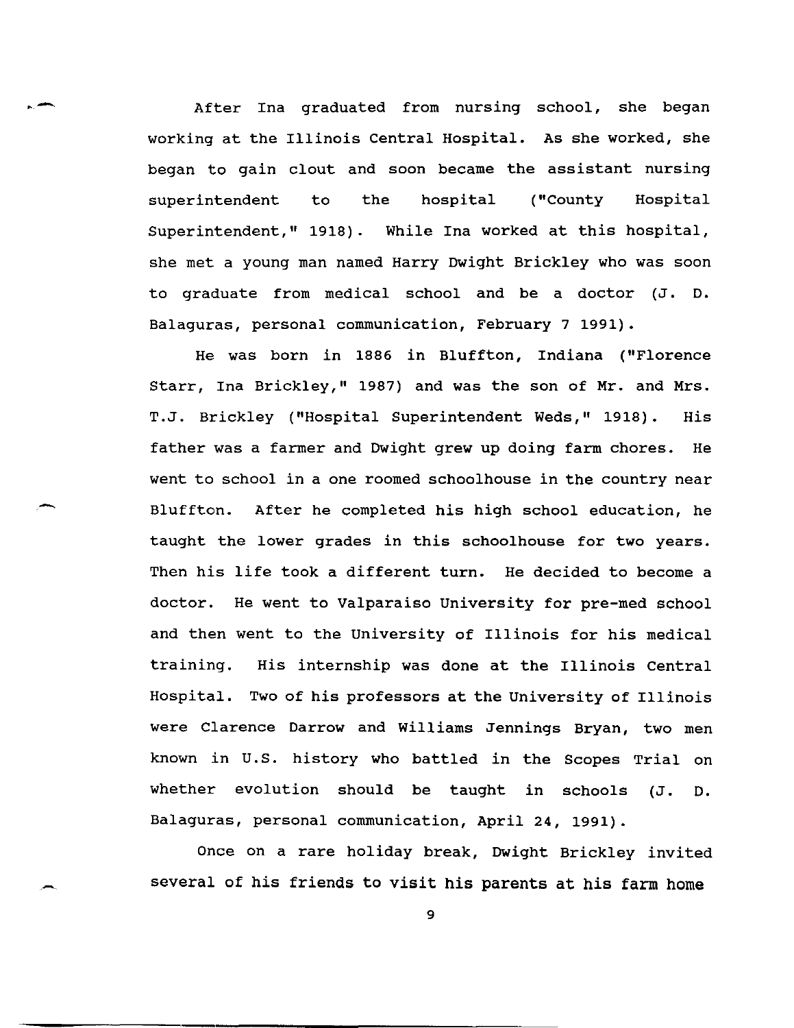After Ina graduated from nursing school, she began working at the Illinois Central Hospital. As she worked, she began to gain clout and soon became the assistant nursing superintendent to the hospital ("County Hospital Superintendent," 1918). While Ina worked at this hospital, she met a young man named Harry Dwight Brickley who was soon to graduate from medical school and be a doctor (J. D. Balaguras, personal communication, February 7 1991).

He was born in 1886 in Bluffton, Indiana ("Florence Starr, Ina Brickley," 1987) and was the son of Mr. and Mrs. T.J. Brickley ("Hospital Superintendent Weds," 1918). His father was a farmer and Dwight grew up doing farm chores. He went to school in a one roomed schoolhouse in the country near Bluffton. After he completed his high school education, he taught the lower grades in this schoolhouse for two years. Then his life took a different turn. He decided to become a doctor. He went to Valparaiso University for pre-med school and then went to the University of Illinois for his medical training. His internship was done at the Illinois Central Hospital. Two of his professors at the University of Illinois were Clarence Darrow and Williams Jennings Bryan, two men known in U.S. history who battled in the Scopes Trial on whether evolution should be taught in schools (J. D. Balaguras, personal communication, April 24, 1991).

Once on a rare holiday break, Dwight Brickley invited several of his friends to visit his parents at his farm home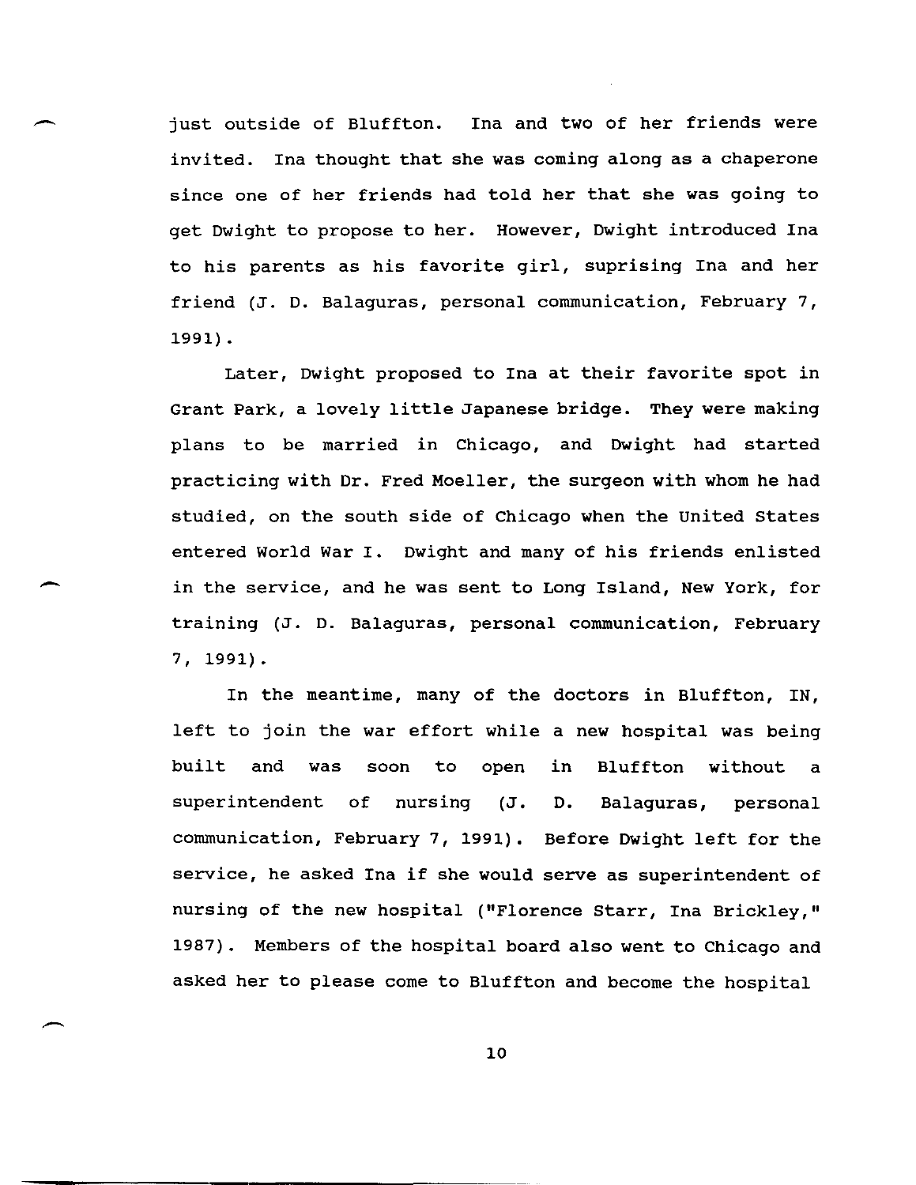just outside of Bluffton. Ina and two of her friends were invited. Ina thought that she was coming along as a chaperone since one of her friends had told her that she was going to get Dwight to propose to her. However, Dwight introduced Ina to his parents as his favorite girl, suprising Ina and her friend (J. D. Balaguras, personal communication, February 7, 1991).

Later, Dwight proposed to Ina at their favorite spot in Grant Park, a lovely little Japanese bridge. They were making plans to be married in Chicago, and Dwight had started practicing with Dr. Fred Moeller, the surgeon with whom he had studied, on the south side of Chicago when the United States entered World War I. Dwight and many of his friends enlisted in the service, and he was sent to Long Island, New York, for training (J. D. Balaguras, personal communication, February 7, 1991).

In the meantime, many of the doctors in Bluffton, IN, left to join the war effort while a new hospital was being built and was soon to open in Bluffton without a superintendent of nursing (J. D. Balaguras, personal communication, February 7, 1991). Before Dwight left for the service, he asked Ina if she would serve as superintendent of nursing of the new hospital ("Florence Starr, Ina Brickley," 1987). Members of the hospital board also went to Chicago and asked her to please come to Bluffton and become the hospital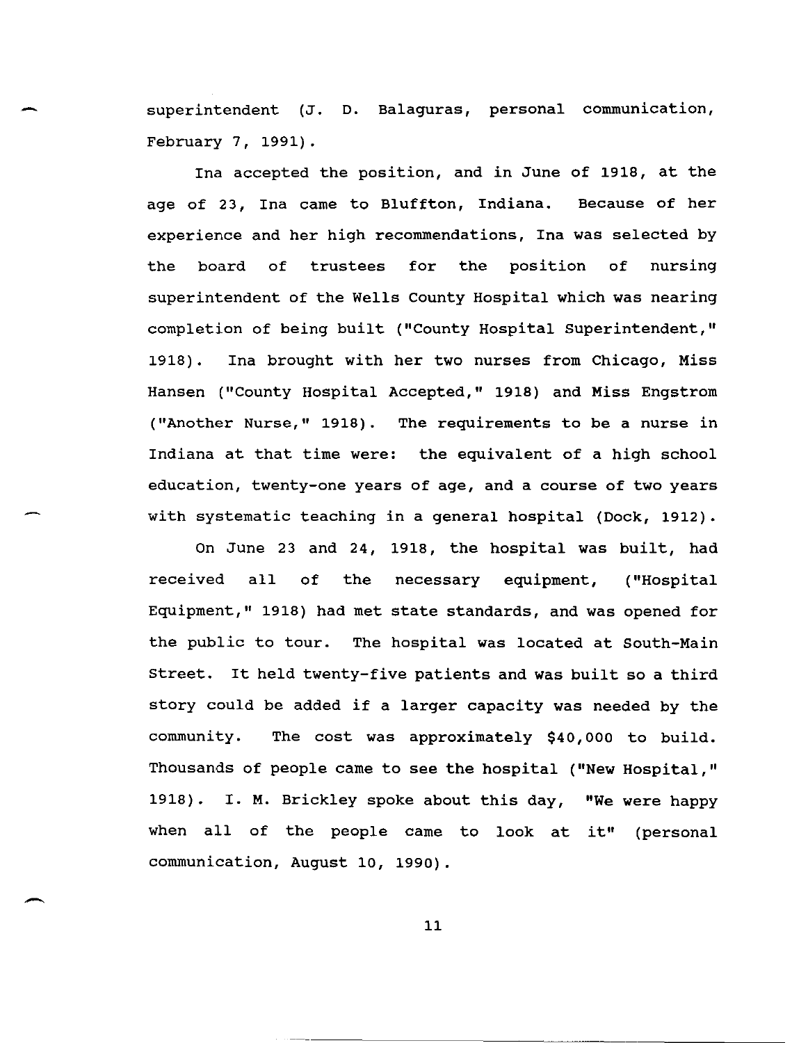superintendent (J. D. Balaguras, personal communication, February 7, 1991).

Ina accepted the position, and in June of 1918, at the age of 23, Ina came to Bluffton, Indiana. Because of her experience and her high recommendations, Ina was selected by the board of trustees for the position of nursing superintendent of the Wells County Hospital which was nearing completion of being built ("County Hospital Superintendent," 1918). Ina brought with her two nurses from Chicago, Miss Hansen ("County Hospital Accepted," 1918) and Miss Engstrom ("Another Nurse," 1918). The requirements to be a nurse in Indiana at that time were: the equivalent of a high school education, twenty-one years of age, and a course of two years with systematic teaching in a general hospital (Dock, 1912).

On June 23 and 24, 1918, the hospital was built, had received all of the necessary equipment, ("Hospital Equipment," 1918) had met state standards, and was opened for the public to tour. The hospital was located at South-Main Street. It held twenty-five patients and was built so a third story could be added if a larger capacity was needed by the community. The cost was approximately $40,000 to build. Thousands of people came to see the hospital ("New Hospital," 1918). I. M. Brickley spoke about this day, "We were happy when all of the people came to look at it" (personal communication, August 10, 1990).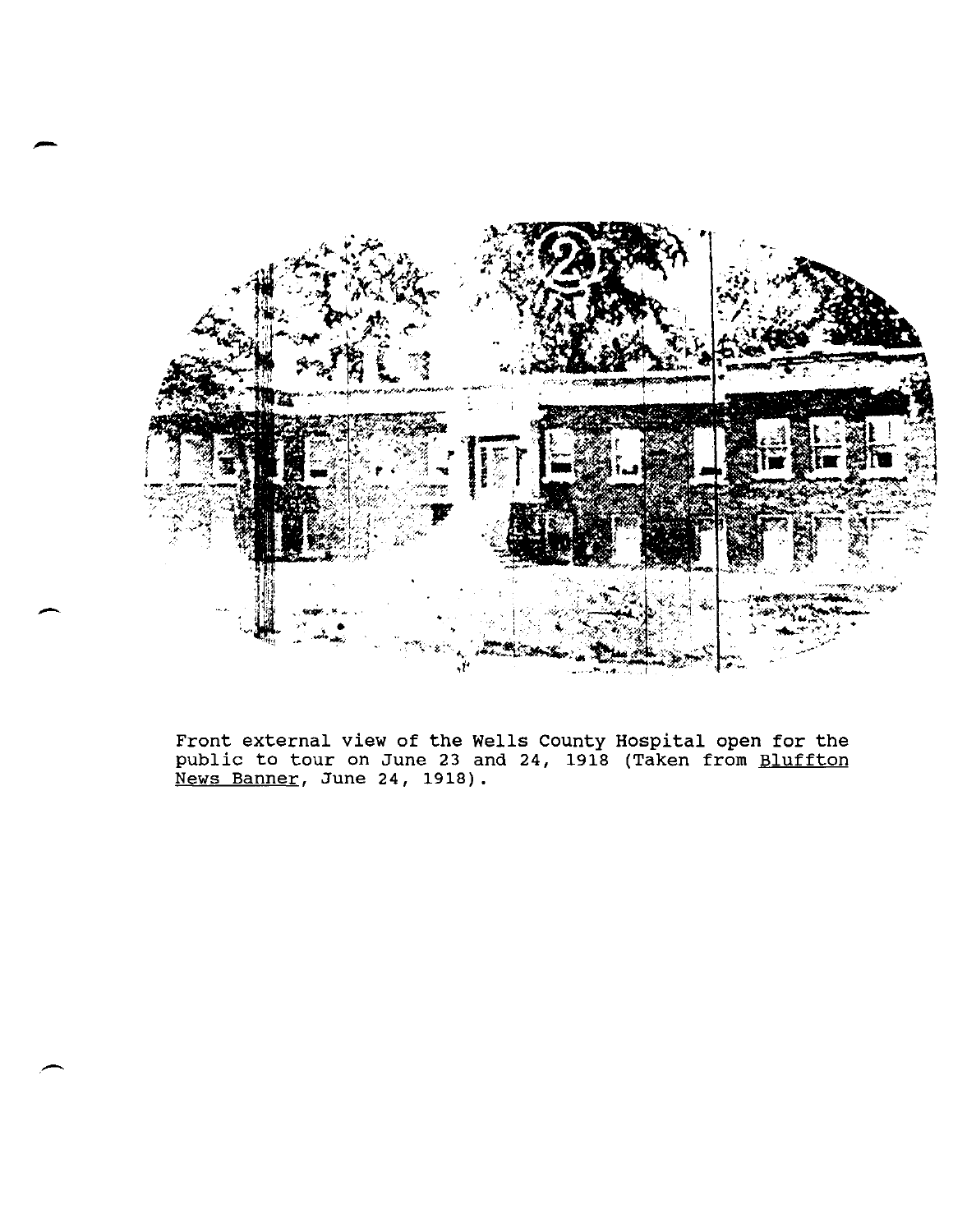Front external view of the Wells County Hospital open for the public to tour on June 23 and 24, 1918 (Taken from Bluffton News Banner, June 24, 1918).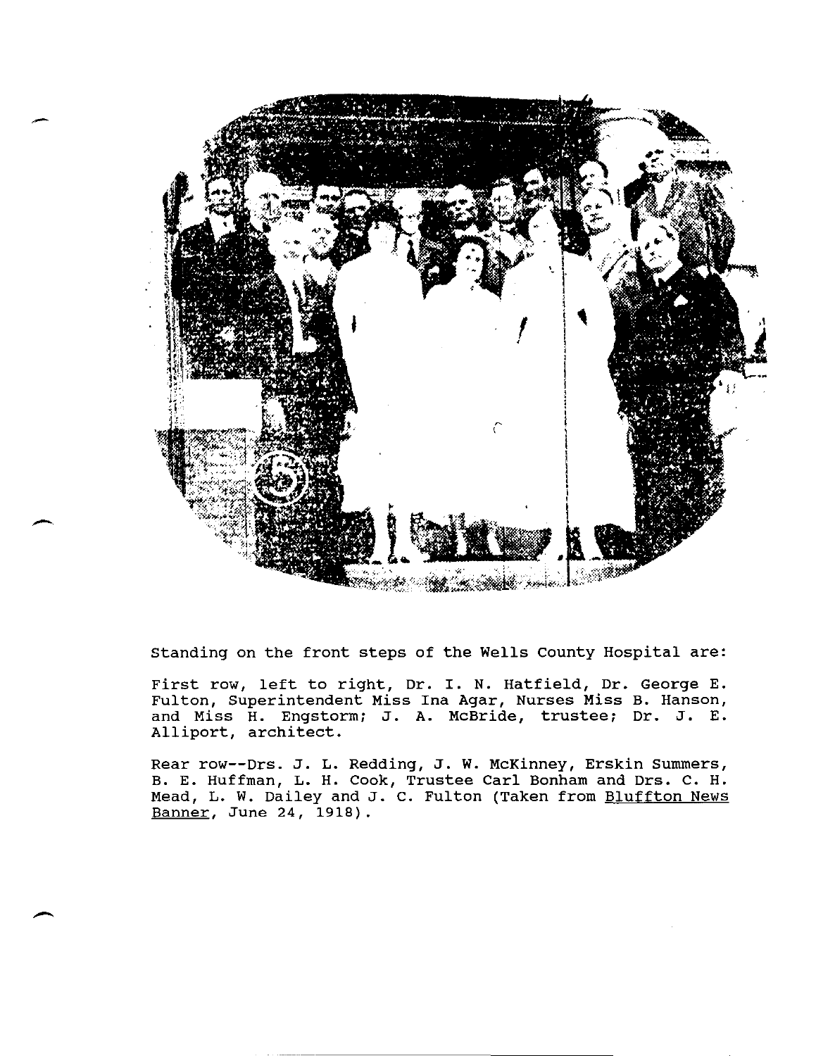Standing on the front steps of the Wells County Hospital are:

First row, left to right, Dr. I. N. Hatfield, Dr. George E. Fulton, Superintendent Miss Ina Agar, Nurses Miss B. Hanson, and Miss H. Engstorm; J. A. McBride, trustee; Dr. J. E. Alliport, architect.

Rear row--Drs. J. L. Redding, J. W. McKinney, Erskin Summers, B. E. Huffman, L. H. Cook, Trustee Carl Bonham and Drs. C. H. Mead, L. W. Dailey and J. C. Fulton (Taken from Bluffton News Banner, June 24, 1918).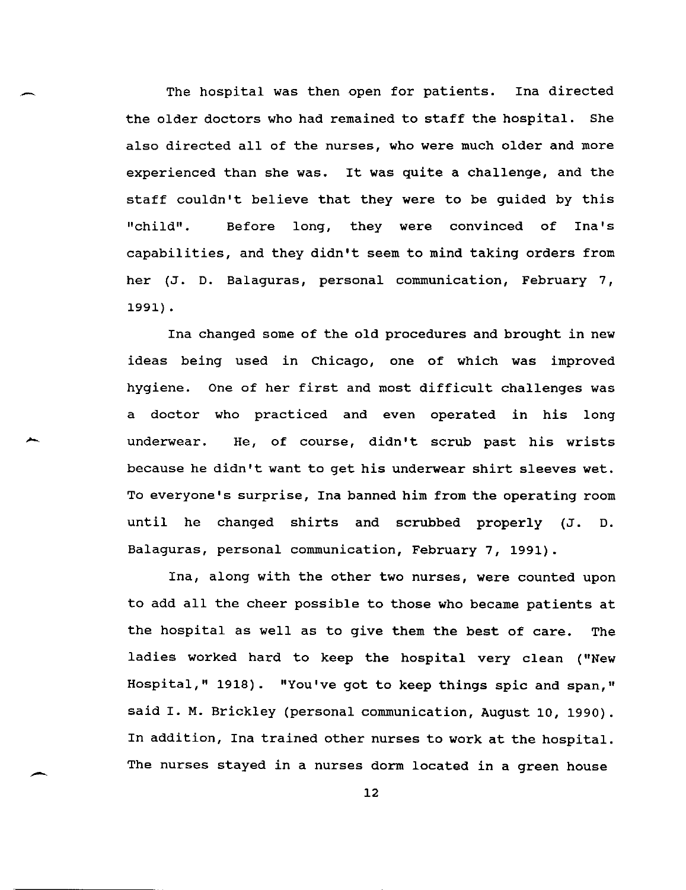The hospital was then open for patients. Ina directed the older doctors who had remained to staff the hospital. She also directed all of the nurses, who were much older and more experienced than she was. It was quite a challenge, and the staff couldn't believe that they were to be guided by this "child". Before long, they were convinced of Ina's capabilities, and they didn't seem to mind taking orders from her (J. D. Balaguras, personal communication, February 7, 1991).

Ina changed some of the old procedures and brought in new ideas being used in Chicago, one of which was improved hygiene. One of her first and most difficult challenges was a doctor who practiced and even operated in his long underwear. He, of course, didn't scrub past his wrists because he didn't want to get his underwear shirt sleeves wet. To everyone's surprise, Ina banned him from the operating room until he changed shirts and scrubbed properly (J. D. Balaguras, personal communication, February 7, 1991).

Ina, along with the other two nurses, were counted upon to add all the cheer possible to those who became patients at the hospital as well as to give them the best of care. The ladies worked hard to keep the hospital very clean ("New Hospital," 1918). "You've got to keep things spic and span," said I. M. Brickley (personal communication, August 10, 1990). In addition, Ina trained other nurses to work at the hospital. The nurses stayed in a nurses dorm located in a green house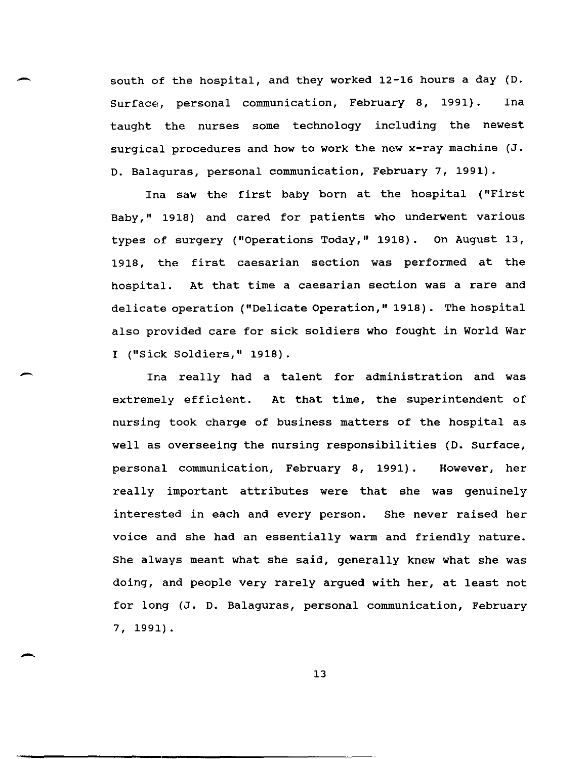south of the hospital, and they worked 12-16 hours a day (D. Surface, personal communication, February 8, 1991). Ina taught the nurses some technology including the newest surgical procedures and how to work the new x-ray machine (J. D. Balaguras, personal communication, February 7, 1991).

Ina saw the first baby born at the hospital ("First Baby," 1918) and cared for patients who underwent various types of surgery ("Operations Today," 1918). On August 13, 1918, the first caesarian section was performed at the hospital. At that time a caesarian section was a rare and delicate operation ("Delicate Operation," 1918). The hospital also provided care for sick soldiers who fought in World War I ("Sick Soldiers," 1918).

Ina really had a talent for administration and was extremely efficient. At that time, the superintendent of nursing took charge of business matters of the hospital as well as overseeing the nursing responsibilities (D. Surface, personal communication, February 8, 1991). However, her really important attributes were that she was genuinely interested in each and every person. She never raised her voice and she had an essentially warm and friendly nature. She always meant what she said, generally knew what she was doing, and people very rarely argued with her, at least not for long (J. D. Balaguras, personal communication, February 7, 1991).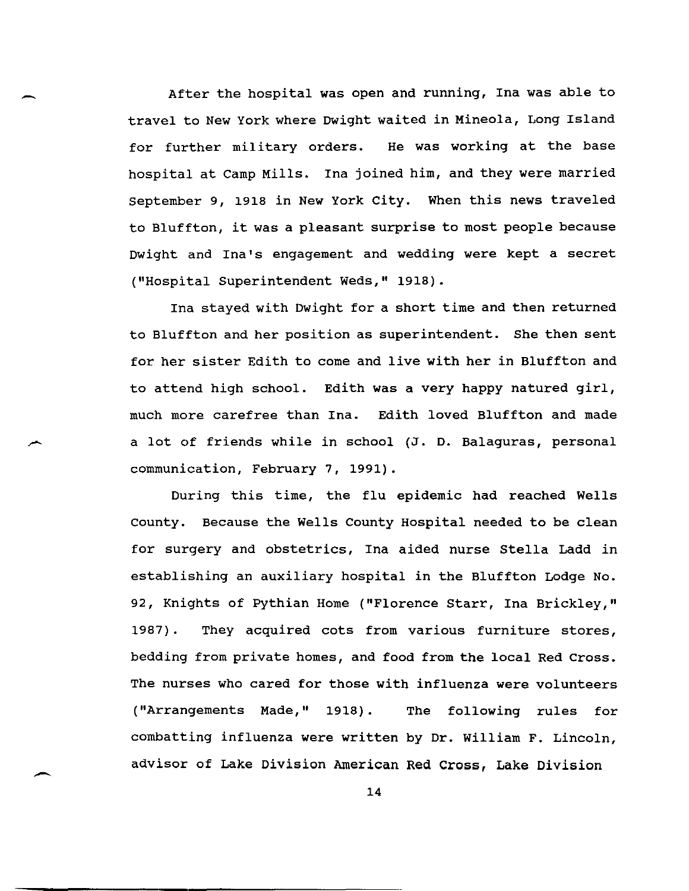After the hospital was open and running, Ina was able to travel to New York where Dwight waited in Mineola, Long Island for further military orders. He was working at the base hospital at Camp Mills. Ina joined him, and they were married September 9, 1918 in New York City. When this news traveled to Bluffton, it was a pleasant surprise to most people because Dwight and Ina's engagement and wedding were kept a secret ("Hospital Superintendent Weds," 1918).

Ina stayed with Dwight for a short time and then returned to Bluffton and her position as superintendent. She then sent for her sister Edith to come and live with her in Bluffton and to attend high school. Edith was a very happy natured girl, much more carefree than Ina. Edith loved Bluffton and made a lot of friends while in school (J. D. Balaguras, personal communication, February 7, 1991).

During this time, the flu epidemic had reached Wells County. Because the Wells County Hospital needed to be clean for surgery and obstetrics, Ina aided nurse Stella Ladd in establishing an auxiliary hospital in the Bluffton Lodge No. 92, Knights of Pythian Home ("Florence Starr, Ina Brickley," 1987). They acquired cots from various furniture stores, bedding from private homes, and food from the local Red Cross. The nurses who cared for those with influenza were volunteers ("Arrangements Made," 1918). The following rules for combatting influenza were written by Dr. William F. Lincoln, advisor of Lake Division American Red Cross, Lake Division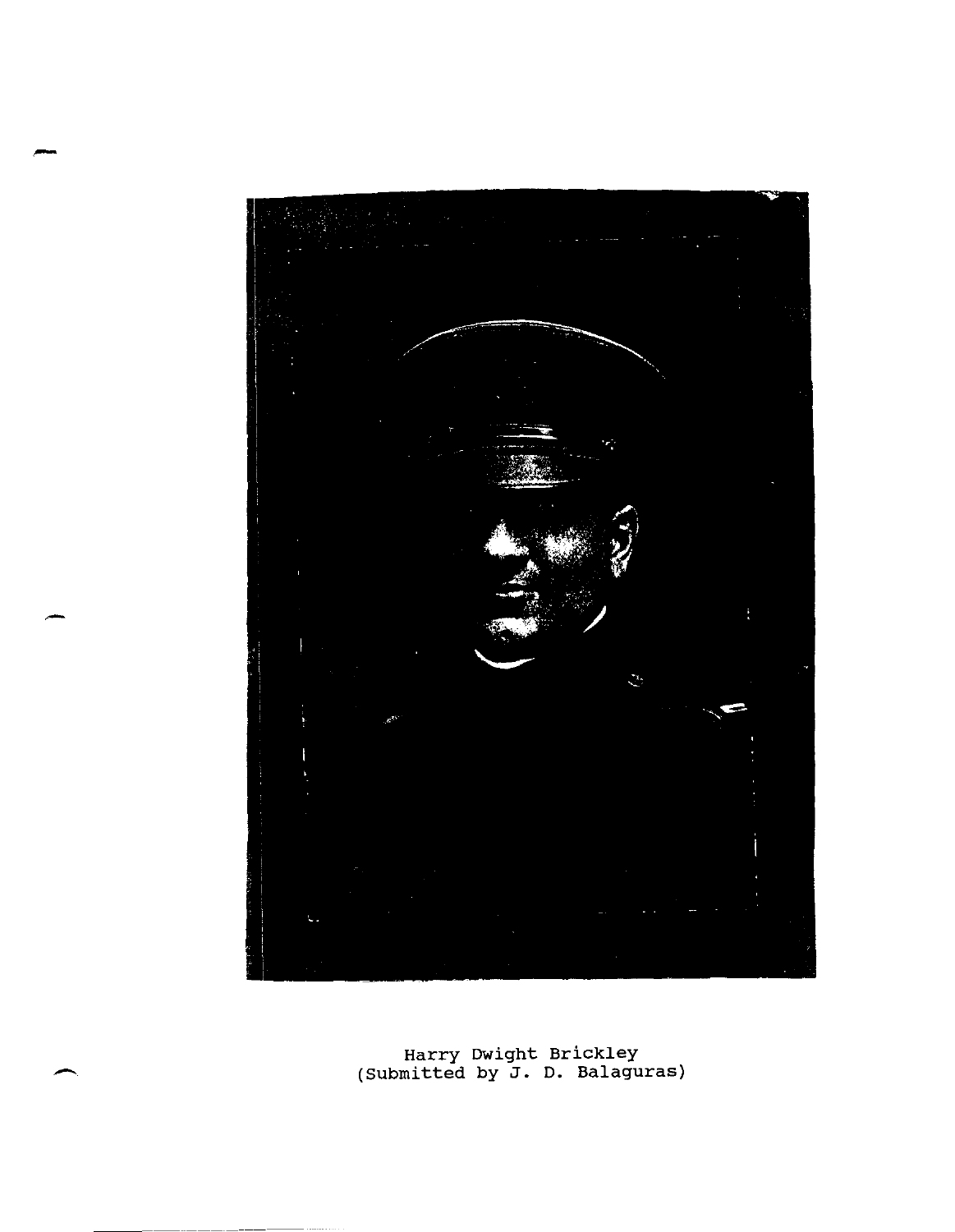Harry Dwight Brickley
(Submitted by J. D. Balaguras)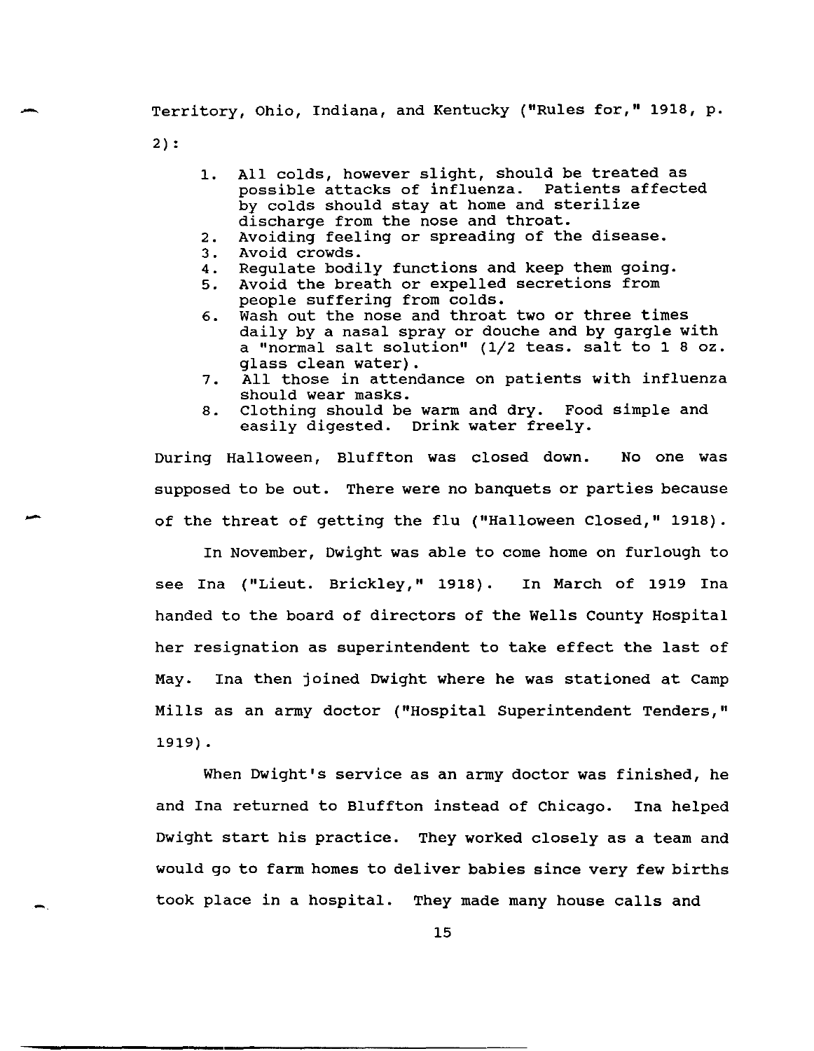Territory, Ohio, Indiana, and Kentucky ("Rules for," 1918, p. 2):

1. All colds, however slight, should be treated as possible attacks of influenza. Patients affected by colds should stay at home and sterilize discharge from the nose and throat.
2. Avoiding feeling or spreading of the disease.
3. Avoid crowds.
4. Regulate bodily functions and keep them going.
5. Avoid the breath or expelled secretions from people suffering from colds.
6. Wash out the nose and throat two or three times daily by a nasal spray or douche and by gargle with a "normal salt solution" (1/2 teas. salt to 1 8 oz. glass clean water).
7. All those in attendance on patients with influenza should wear masks.
8. Clothing should be warm and dry. Food simple and easily digested. Drink water freely.

During Halloween, Bluffton was closed down. No one was supposed to be out. There were no banquets or parties because of the threat of getting the flu ("Halloween Closed," 1918).

In November, Dwight was able to come home on furlough to see Ina ("Lieut. Brickley," 1918). In March of 1919 Ina handed to the board of directors of the Wells County Hospital her resignation as superintendent to take effect the last of May. Ina then joined Dwight where he was stationed at Camp Mills as an army doctor ("Hospital Superintendent Tenders," 1919).

When Dwight's service as an army doctor was finished, he and Ina returned to Bluffton instead of Chicago. Ina helped Dwight start his practice. They worked closely as a team and would go to farm homes to deliver babies since very few births took place in a hospital. They made many house calls and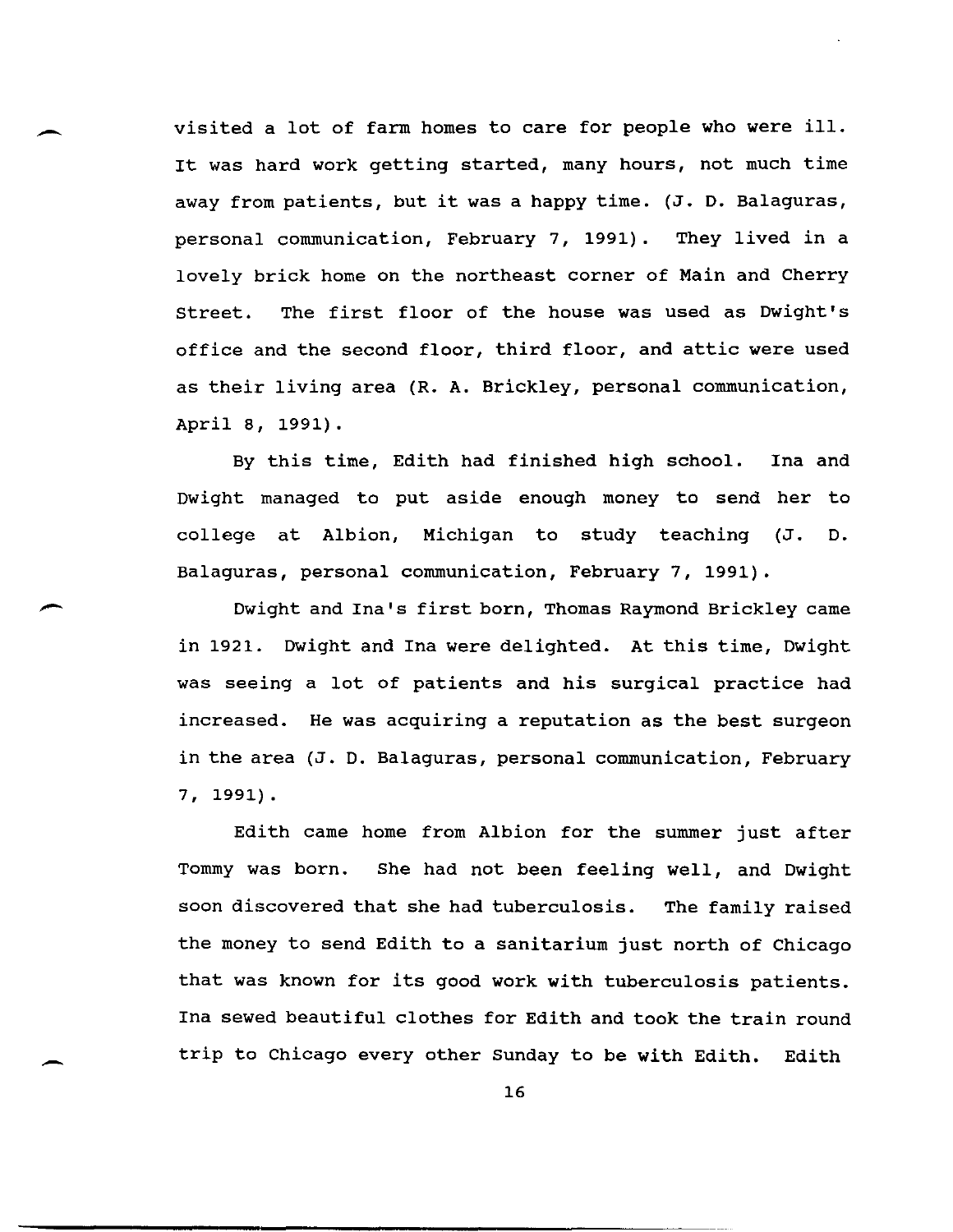visited a lot of farm homes to care for people who were ill. It was hard work getting started, many hours, not much time away from patients, but it was a happy time. (J. D. Balaguras, personal communication, February 7, 1991). They lived in a lovely brick home on the northeast corner of Main and Cherry Street. The first floor of the house was used as Dwight's office and the second floor, third floor, and attic were used as their living area (R. A. Brickley, personal communication, April 8, 1991).

By this time, Edith had finished high school. Ina and Dwight managed to put aside enough money to send her to college at Albion, Michigan to study teaching (J. D. Balaguras, personal communication, February 7, 1991).

Dwight and Ina's first born, Thomas Raymond Brickley came in 1921. Dwight and Ina were delighted. At this time, Dwight was seeing a lot of patients and his surgical practice had increased. He was acquiring a reputation as the best surgeon in the area (J. D. Balaguras, personal communication, February 7, 1991).

Edith came home from Albion for the summer just after Tommy was born. She had not been feeling well, and Dwight soon discovered that she had tuberculosis. The family raised the money to send Edith to a sanitarium just north of Chicago that was known for its good work with tuberculosis patients. Ina sewed beautiful clothes for Edith and took the train round trip to Chicago every other Sunday to be with Edith. Edith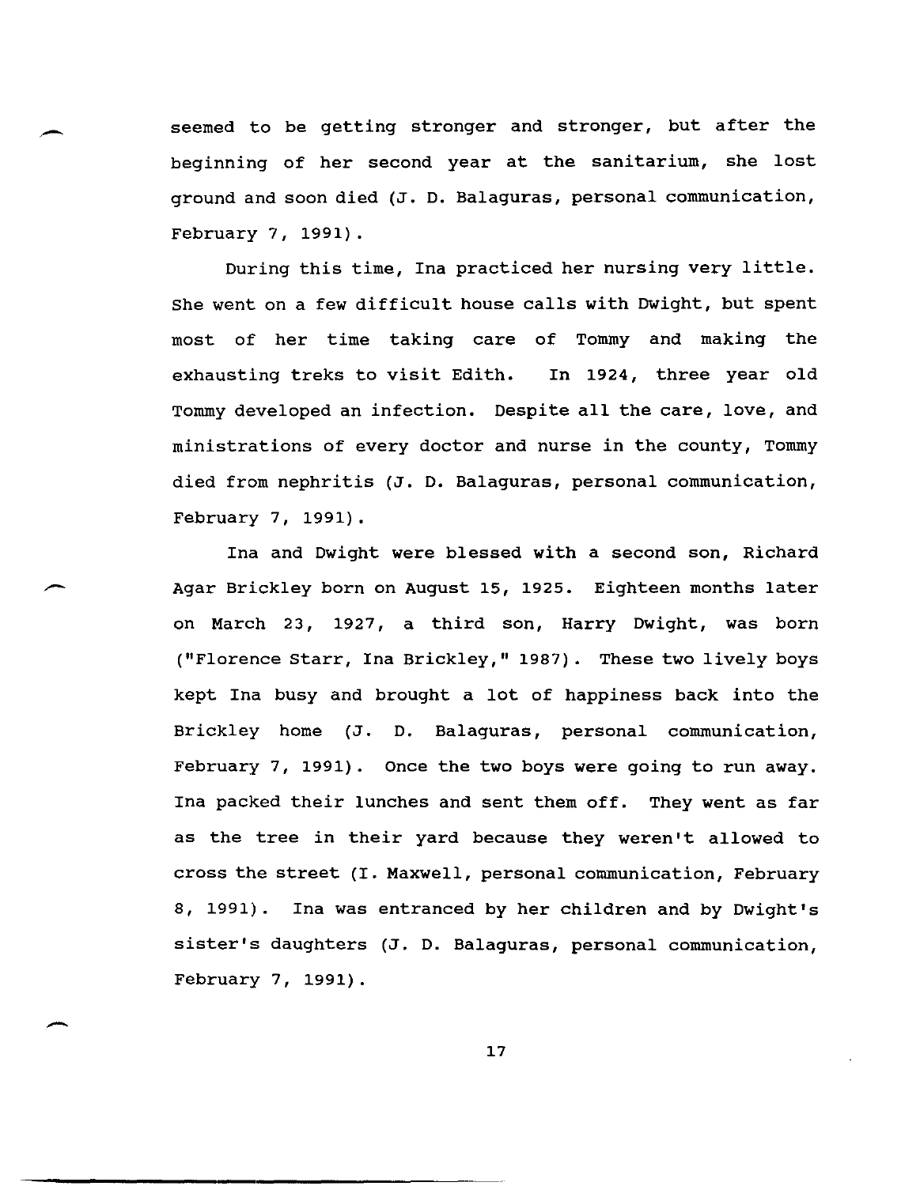seemed to be getting stronger and stronger, but after the beginning of her second year at the sanitarium, she lost ground and soon died (J. D. Balaguras, personal communication, February 7, 1991).

During this time, Ina practiced her nursing very little. She went on a few difficult house calls with Dwight, but spent most of her time taking care of Tommy and making the exhausting treks to visit Edith. In 1924, three year old Tommy developed an infection. Despite all the care, love, and ministrations of every doctor and nurse in the county, Tommy died from nephritis (J. D. Balaguras, personal communication, February 7, 1991).

Ina and Dwight were blessed with a second son, Richard Agar Brickley born on August 15, 1925. Eighteen months later on March 23, 1927, a third son, Harry Dwight, was born ("Florence Starr, Ina Brickley," 1987). These two lively boys kept Ina busy and brought a lot of happiness back into the Brickley home (J. D. Balaguras, personal communication, February 7, 1991). Once the two boys were going to run away. Ina packed their lunches and sent them off. They went as far as the tree in their yard because they weren't allowed to cross the street (I. Maxwell, personal communication, February 8, 1991). Ina was entranced by her children and by Dwight's sister's daughters (J. D. Balaguras, personal communication, February 7, 1991).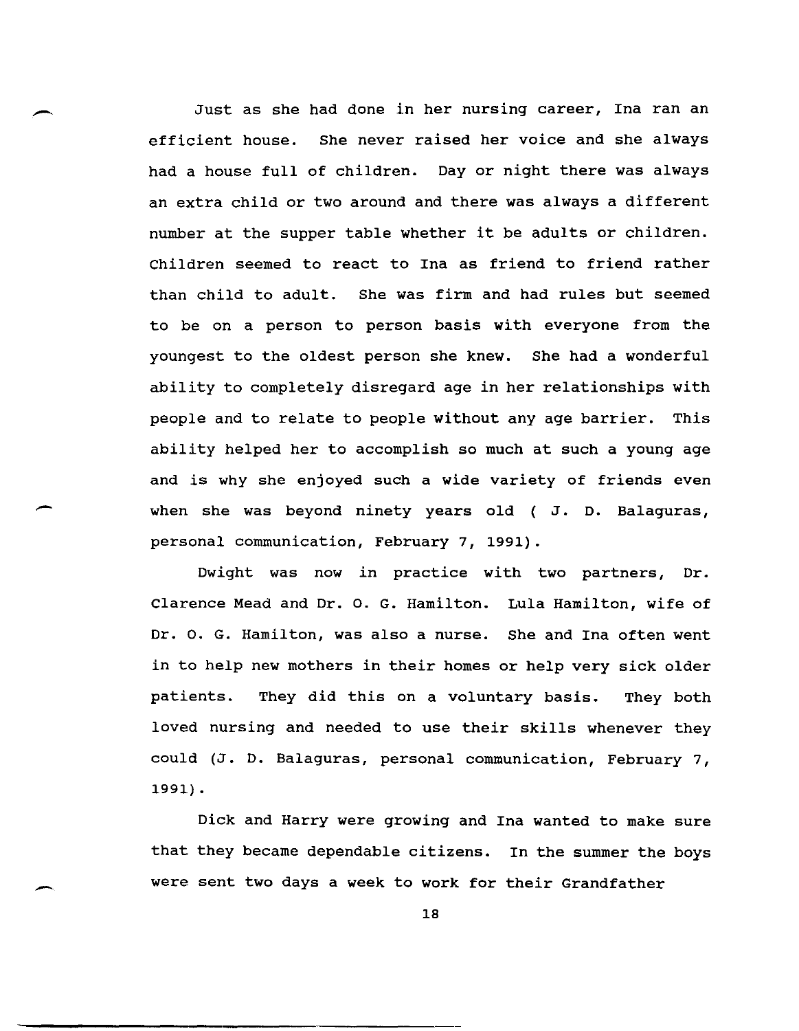Just as she had done in her nursing career, Ina ran an efficient house. She never raised her voice and she always had a house full of children. Day or night there was always an extra child or two around and there was always a different number at the supper table whether it be adults or children. Children seemed to react to Ina as friend to friend rather than child to adult. She was firm and had rules but seemed to be on a person to person basis with everyone from the youngest to the oldest person she knew. She had a wonderful ability to completely disregard age in her relationships with people and to relate to people without any age barrier. This ability helped her to accomplish so much at such a young age and is why she enjoyed such a wide variety of friends even when she was beyond ninety years old ( J. D. Balaguras, personal communication, February 7, 1991).

Dwight was now in practice with two partners, Dr. Clarence Mead and Dr. O. G. Hamilton. Lula Hamilton, wife of Dr. O. G. Hamilton, was also a nurse. She and Ina often went in to help new mothers in their homes or help very sick older patients. They did this on a voluntary basis. They both loved nursing and needed to use their skills whenever they could (J. D. Balaguras, personal communication, February 7, 1991).

Dick and Harry were growing and Ina wanted to make sure that they became dependable citizens. In the summer the boys were sent two days a week to work for their Grandfather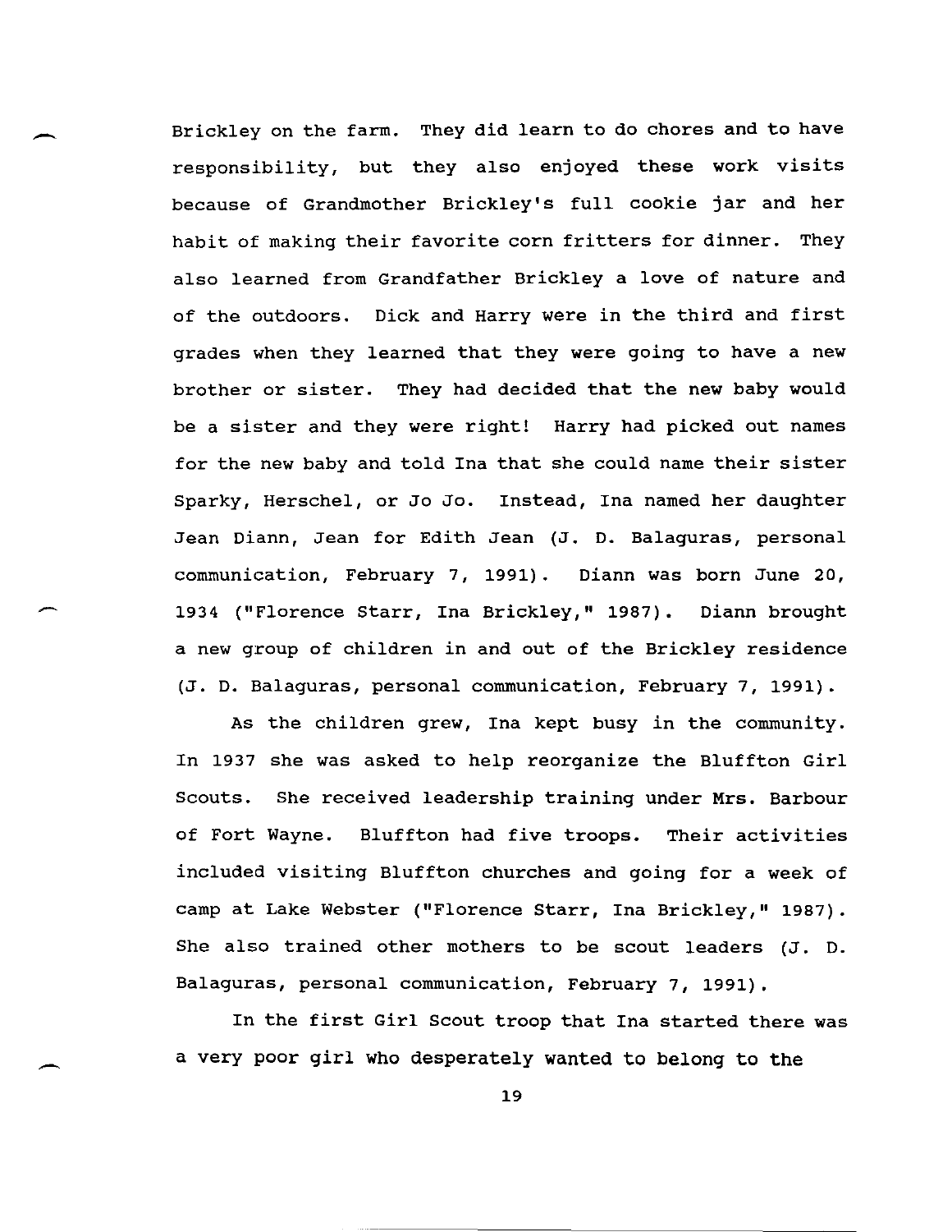Brickley on the farm. They did learn to do chores and to have responsibility, but they also enjoyed these work visits because of Grandmother Brickley's full cookie jar and her habit of making their favorite corn fritters for dinner. They also learned from Grandfather Brickley a love of nature and of the outdoors. Dick and Harry were in the third and first grades when they learned that they were going to have a new brother or sister. They had decided that the new baby would be a sister and they were right! Harry had picked out names for the new baby and told Ina that she could name their sister Sparky, Herschel, or Jo Jo. Instead, Ina named her daughter Jean Diann, Jean for Edith Jean (J. D. Balaguras, personal communication, February 7, 1991). Diann was born June 20, 1934 ("Florence Starr, Ina Brickley," 1987). Diann brought a new group of children in and out of the Brickley residence (J. D. Balaguras, personal communication, February 7, 1991).

As the children grew, Ina kept busy in the community. In 1937 she was asked to help reorganize the Bluffton Girl Scouts. She received leadership training under Mrs. Barbour of Fort Wayne. Bluffton had five troops. Their activities included visiting Bluffton churches and going for a week of camp at Lake Webster ("Florence Starr, Ina Brickley," 1987). She also trained other mothers to be scout leaders (J. D. Balaguras, personal communication, February 7, 1991).

In the first Girl Scout troop that Ina started there was a very poor girl who desperately wanted to belong to the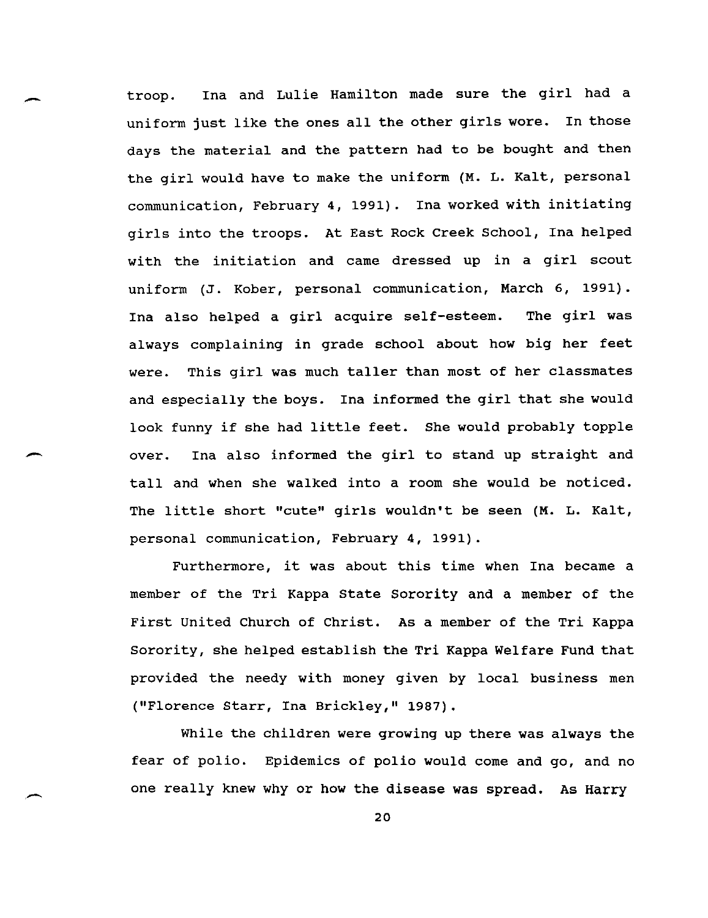troop. Ina and Lulie Hamilton made sure the girl had a uniform just like the ones all the other girls wore. In those days the material and the pattern had to be bought and then the girl would have to make the uniform (M. L. Kalt, personal communication, February 4, 1991). Ina worked with initiating girls into the troops. At East Rock Creek School, Ina helped with the initiation and came dressed up in a girl scout uniform (J. Kober, personal communication, March 6, 1991). Ina also helped a girl acquire self-esteem. The girl was always complaining in grade school about how big her feet were. This girl was much taller than most of her classmates and especially the boys. Ina informed the girl that she would look funny if she had little feet. She would probably topple over. Ina also informed the girl to stand up straight and tall and when she walked into a room she would be noticed. The little short "cute" girls wouldn't be seen (M. L. Kalt, personal communication, February 4, 1991).

Furthermore, it was about this time when Ina became a member of the Tri Kappa State Sorority and a member of the First United Church of Christ. As a member of the Tri Kappa Sorority, she helped establish the Tri Kappa Welfare Fund that provided the needy with money given by local business men ("Florence Starr, Ina Brickley," 1987).

While the children were growing up there was always the fear of polio. Epidemics of polio would come and go, and no one really knew why or how the disease was spread. As Harry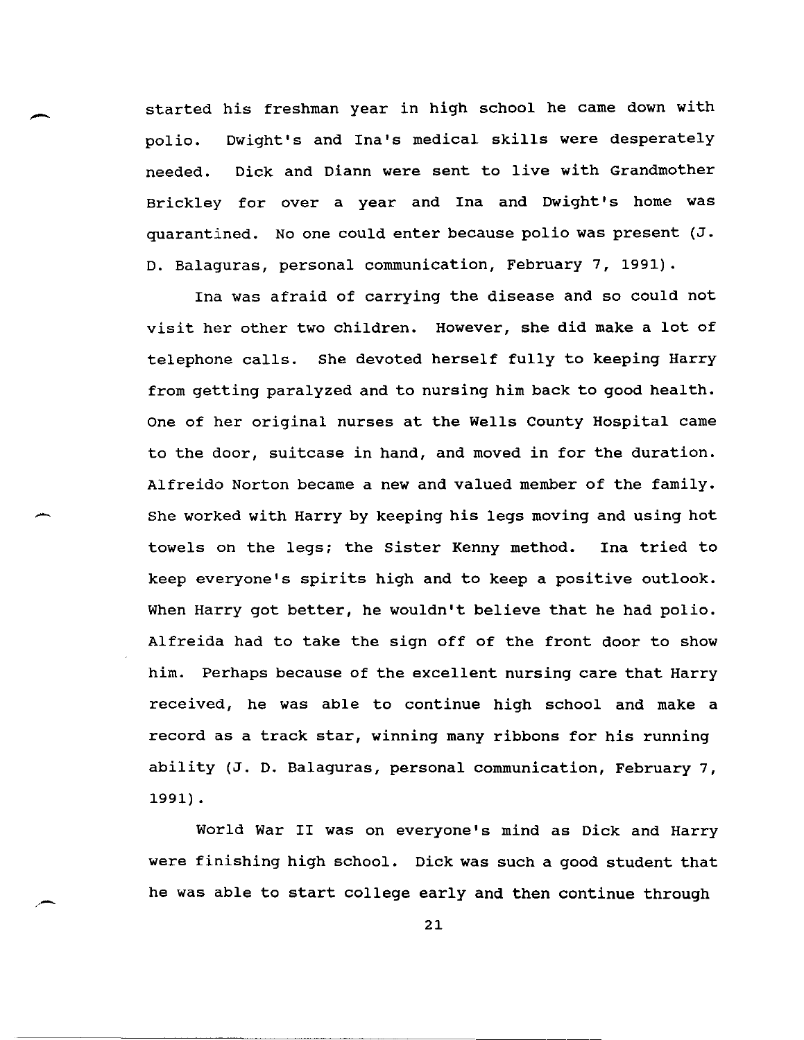started his freshman year in high school he came down with polio. Dwight's and Ina's medical skills were desperately needed. Dick and Diann were sent to live with Grandmother Brickley for over a year and Ina and Dwight's home was quarantined. No one could enter because polio was present (J. D. Balaguras, personal communication, February 7, 1991).

Ina was afraid of carrying the disease and so could not visit her other two children. However, she did make a lot of telephone calls. She devoted herself fully to keeping Harry from getting paralyzed and to nursing him back to good health. One of her original nurses at the Wells County Hospital came to the door, suitcase in hand, and moved in for the duration. Alfreido Norton became a new and valued member of the family. She worked with Harry by keeping his legs moving and using hot towels on the legs; the Sister Kenny method. Ina tried to keep everyone's spirits high and to keep a positive outlook. When Harry got better, he wouldn't believe that he had polio. Alfreida had to take the sign off of the front door to show him. Perhaps because of the excellent nursing care that Harry received, he was able to continue high school and make a record as a track star, winning many ribbons for his running ability (J. D. Balaguras, personal communication, February 7, 1991).

World War II was on everyone's mind as Dick and Harry were finishing high school. Dick was such a good student that he was able to start college early and then continue through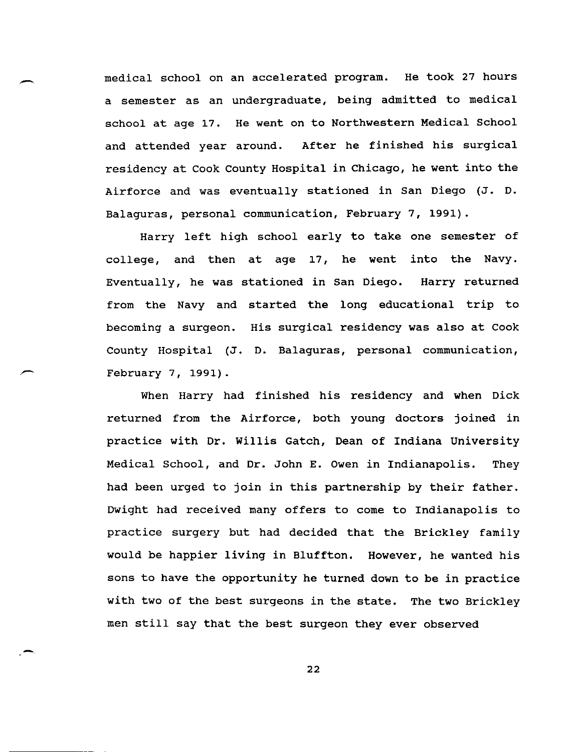medical school on an accelerated program. He took 27 hours a semester as an undergraduate, being admitted to medical school at age 17. He went on to Northwestern Medical School and attended year around. After he finished his surgical residency at Cook County Hospital in Chicago, he went into the Airforce and was eventually stationed in San Diego (J. D. Balaguras, personal communication, February 7, 1991).

Harry left high school early to take one semester of college, and then at age 17, he went into the Navy. Eventually, he was stationed in San Diego. Harry returned from the Navy and started the long educational trip to becoming a surgeon. His surgical residency was also at Cook County Hospital (J. D. Balaguras, personal communication, February 7, 1991).

When Harry had finished his residency and when Dick returned from the Airforce, both young doctors joined in practice with Dr. Willis Gatch, Dean of Indiana University Medical School, and Dr. John E. Owen in Indianapolis. They had been urged to join in this partnership by their father. Dwight had received many offers to come to Indianapolis to practice surgery but had decided that the Brickley family would be happier living in Bluffton. However, he wanted his sons to have the opportunity he turned down to be in practice with two of the best surgeons in the state. The two Brickley men still say that the best surgeon they ever observed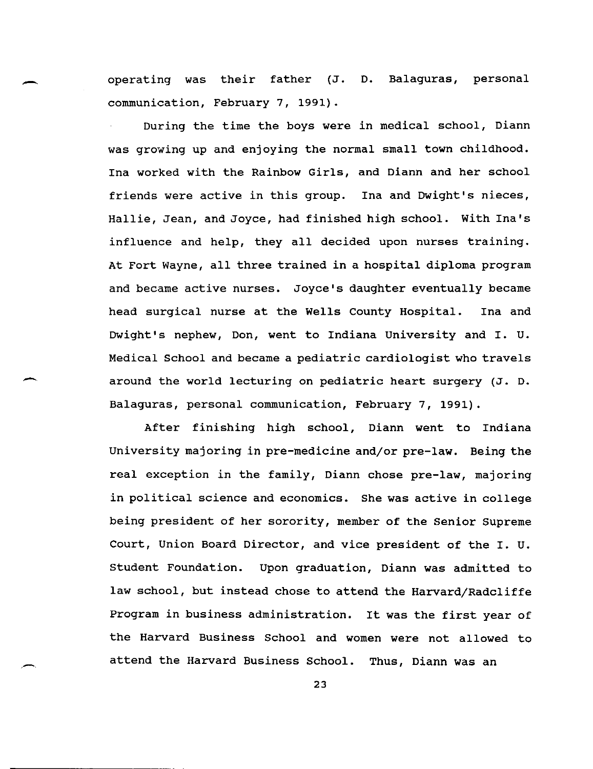operating was their father (J. D. Balaguras, personal communication, February 7, 1991).

During the time the boys were in medical school, Diann was growing up and enjoying the normal small town childhood. Ina worked with the Rainbow Girls, and Diann and her school friends were active in this group. Ina and Dwight's nieces, Hallie, Jean, and Joyce, had finished high school. With Ina's influence and help, they all decided upon nurses training. At Fort Wayne, all three trained in a hospital diploma program and became active nurses. Joyce's daughter eventually became head surgical nurse at the Wells County Hospital. Ina and Dwight's nephew, Don, went to Indiana University and I. U. Medical School and became a pediatric cardiologist who travels around the world lecturing on pediatric heart surgery (J. D. Balaguras, personal communication, February 7, 1991).

After finishing high school, Diann went to Indiana University majoring in pre-medicine and/or pre-law. Being the real exception in the family, Diann chose pre-law, majoring in political science and economics. She was active in college being president of her sorority, member of the Senior Supreme Court, Union Board Director, and vice president of the I. U. Student Foundation. Upon graduation, Diann was admitted to law school, but instead chose to attend the Harvard/Radcliffe Program in business administration. It was the first year of the Harvard Business School and women were not allowed to attend the Harvard Business School. Thus, Diann was an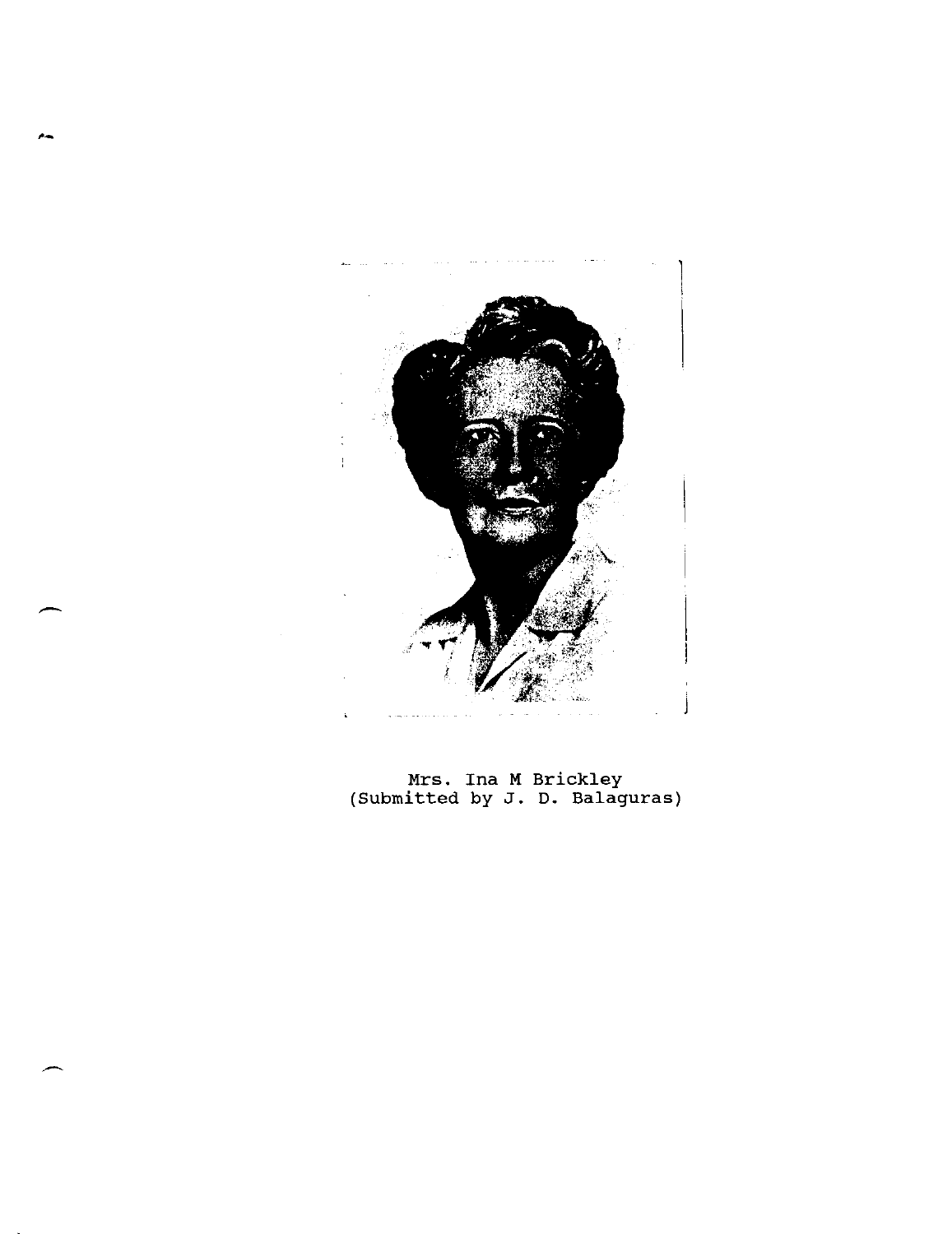Mrs. Ina M Brickley
(Submitted by J. D. Balaguras)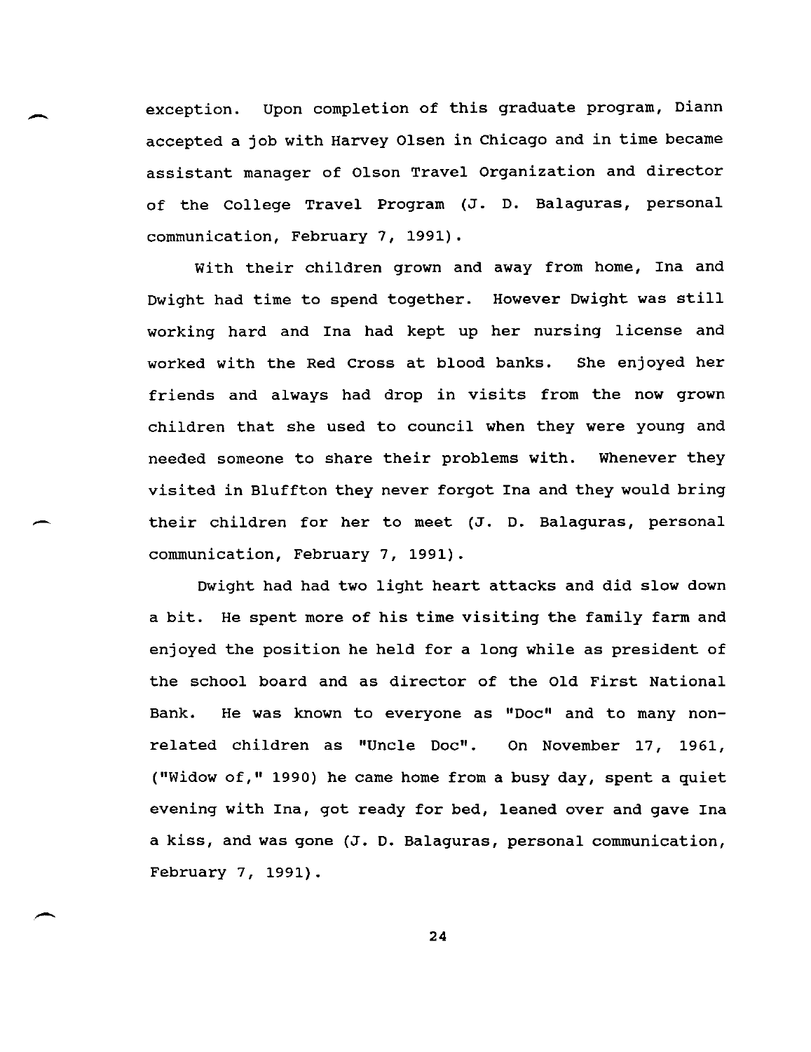exception. Upon completion of this graduate program, Diann accepted a job with Harvey Olsen in Chicago and in time became assistant manager of Olson Travel Organization and director of the College Travel Program (J. D. Balaguras, personal communication, February 7, 1991).

With their children grown and away from home, Ina and Dwight had time to spend together. However Dwight was still working hard and Ina had kept up her nursing license and worked with the Red Cross at blood banks. She enjoyed her friends and always had drop in visits from the now grown children that she used to council when they were young and needed someone to share their problems with. Whenever they visited in Bluffton they never forgot Ina and they would bring their children for her to meet (J. D. Balaguras, personal communication, February 7, 1991).

Dwight had had two light heart attacks and did slow down a bit. He spent more of his time visiting the family farm and enjoyed the position he held for a long while as president of the school board and as director of the Old First National Bank. He was known to everyone as "Doc" and to many non-related children as "Uncle Doc". On November 17, 1961, ("Widow of," 1990) he came home from a busy day, spent a quiet evening with Ina, got ready for bed, leaned over and gave Ina a kiss, and was gone (J. D. Balaguras, personal communication, February 7, 1991).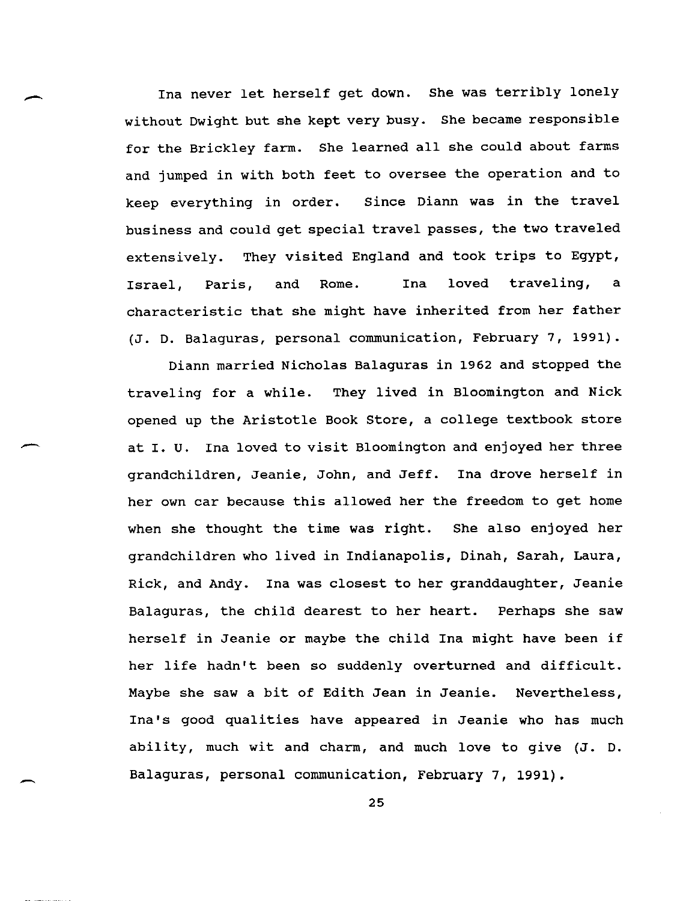Ina never let herself get down. She was terribly lonely without Dwight but she kept very busy. She became responsible for the Brickley farm. She learned all she could about farms and jumped in with both feet to oversee the operation and to keep everything in order. Since Diann was in the travel business and could get special travel passes, the two traveled extensively. They visited England and took trips to Egypt, Israel, Paris, and Rome. Ina loved traveling, a characteristic that she might have inherited from her father (J. D. Balaguras, personal communication, February 7, 1991).

Diann married Nicholas Balaguras in 1962 and stopped the traveling for a while. They lived in Bloomington and Nick opened up the Aristotle Book Store, a college textbook store at I. U. Ina loved to visit Bloomington and enjoyed her three grandchildren, Jeanie, John, and Jeff. Ina drove herself in her own car because this allowed her the freedom to get home when she thought the time was right. She also enjoyed her grandchildren who lived in Indianapolis, Dinah, Sarah, Laura, Rick, and Andy. Ina was closest to her granddaughter, Jeanie Balaguras, the child dearest to her heart. Perhaps she saw herself in Jeanie or maybe the child Ina might have been if her life hadn't been so suddenly overturned and difficult. Maybe she saw a bit of Edith Jean in Jeanie. Nevertheless, Ina's good qualities have appeared in Jeanie who has much ability, much wit and charm, and much love to give (J. D. Balaguras, personal communication, February 7, 1991).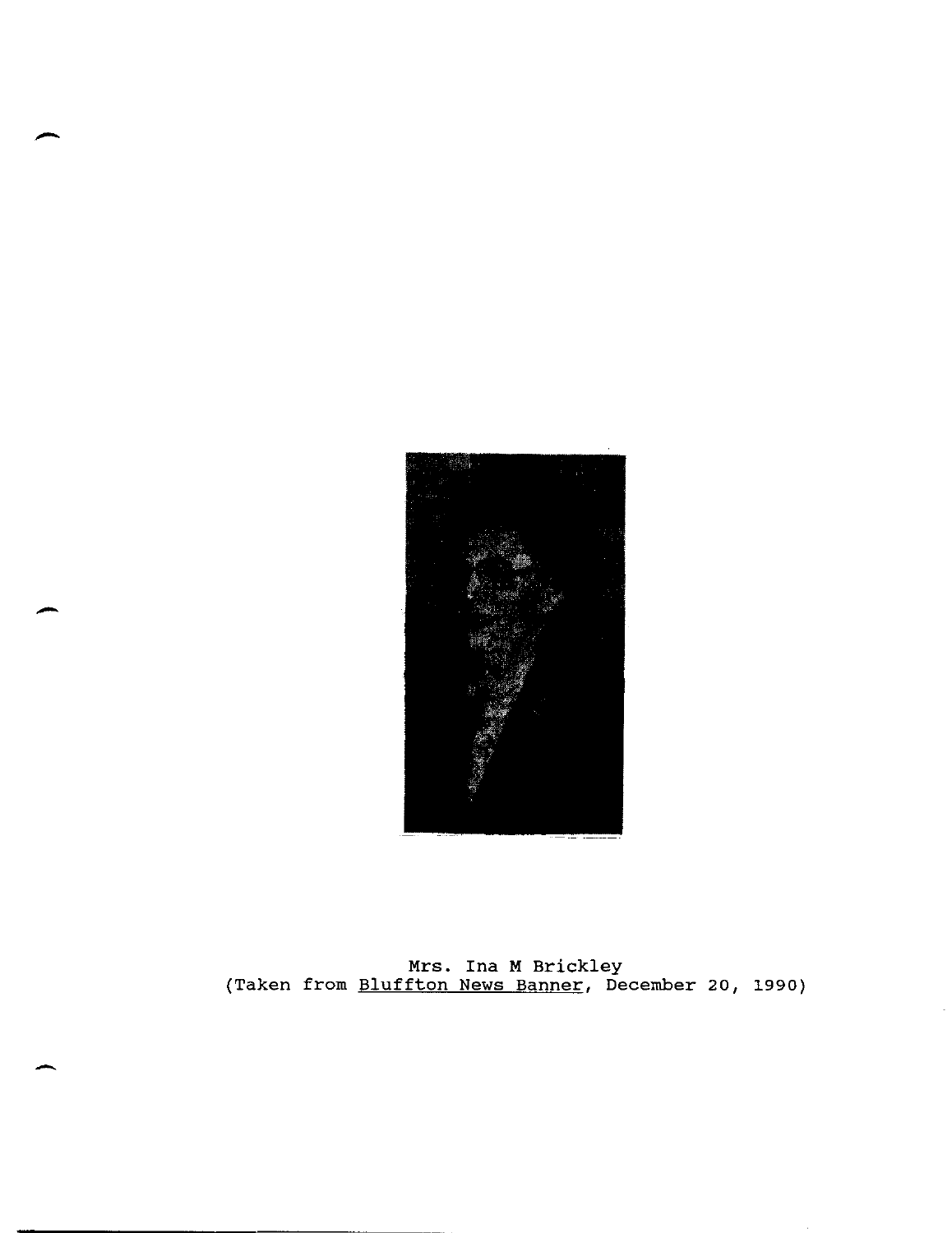Mrs. Ina M Brickley
(Taken from Bluffton News Banner, December 20, 1990)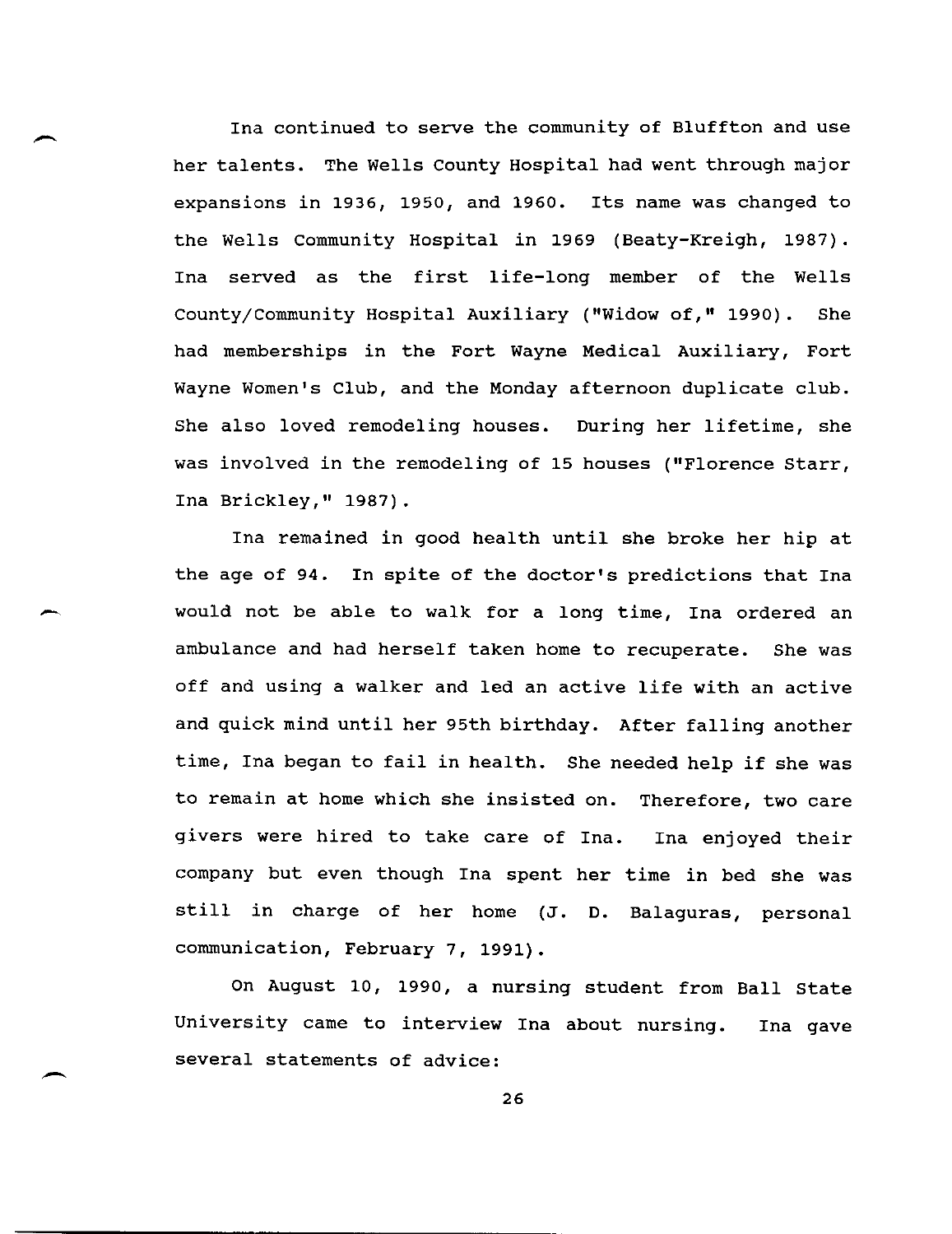Ina continued to serve the community of Bluffton and use her talents. The Wells County Hospital had went through major expansions in 1936, 1950, and 1960. Its name was changed to the Wells Community Hospital in 1969 (Beaty-Kreigh, 1987). Ina served as the first life-long member of the Wells County/Community Hospital Auxiliary ("Widow of," 1990). She had memberships in the Fort Wayne Medical Auxiliary, Fort Wayne Women's Club, and the Monday afternoon duplicate club. She also loved remodeling houses. During her lifetime, she was involved in the remodeling of 15 houses ("Florence Starr, Ina Brickley," 1987).

Ina remained in good health until she broke her hip at the age of 94. In spite of the doctor's predictions that Ina would not be able to walk for a long time, Ina ordered an ambulance and had herself taken home to recuperate. She was off and using a walker and led an active life with an active and quick mind until her 95th birthday. After falling another time, Ina began to fail in health. She needed help if she was to remain at home which she insisted on. Therefore, two care givers were hired to take care of Ina. Ina enjoyed their company but even though Ina spent her time in bed she was still in charge of her home (J. D. Balaguras, personal communication, February 7, 1991).

On August 10, 1990, a nursing student from Ball State University came to interview Ina about nursing. Ina gave several statements of advice: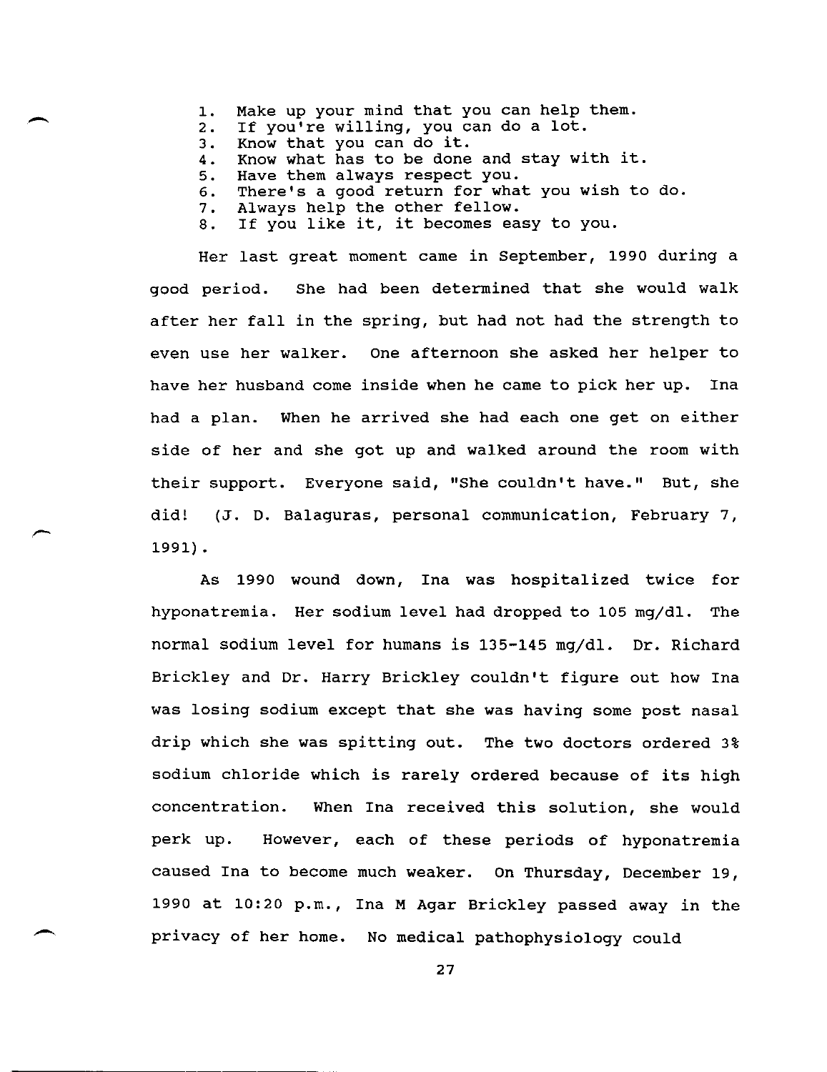1. Make up your mind that you can help them.
2. If you're willing, you can do a lot.
3. Know that you can do it.
4. Know what has to be done and stay with it.
5. Have them always respect you.
6. There's a good return for what you wish to do.
7. Always help the other fellow.
8. If you like it, it becomes easy to you.

Her last great moment came in September, 1990 during a good period. She had been determined that she would walk after her fall in the spring, but had not had the strength to even use her walker. One afternoon she asked her helper to have her husband come inside when he came to pick her up. Ina had a plan. When he arrived she had each one get on either side of her and she got up and walked around the room with their support. Everyone said, "She couldn't have." But, she did! (J. D. Balaguras, personal communication, February 7, 1991).

As 1990 wound down, Ina was hospitalized twice for hyponatremia. Her sodium level had dropped to 105 mg/dl. The normal sodium level for humans is 135-145 mg/dl. Dr. Richard Brickley and Dr. Harry Brickley couldn't figure out how Ina was losing sodium except that she was having some post nasal drip which she was spitting out. The two doctors ordered 3% sodium chloride which is rarely ordered because of its high concentration. When Ina received this solution, she would perk up. However, each of these periods of hyponatremia caused Ina to become much weaker. On Thursday, December 19, 1990 at 10:20 p.m., Ina M Agar Brickley passed away in the privacy of her home. No medical pathophysiology could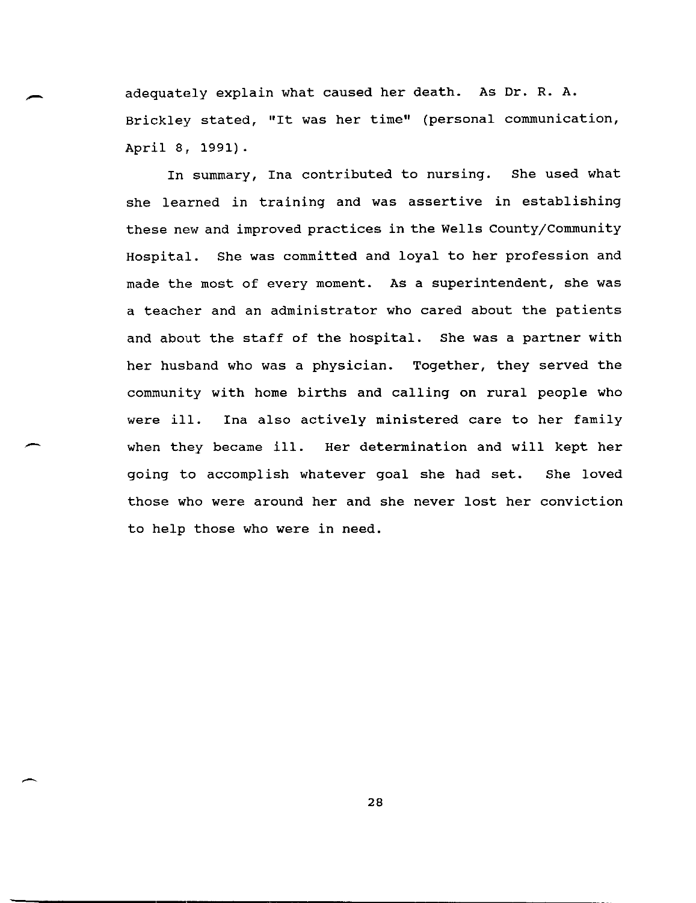adequately explain what caused her death. As Dr. R. A. Brickley stated, "It was her time" (personal communication, April 8, 1991).

In summary, Ina contributed to nursing. She used what she learned in training and was assertive in establishing these new and improved practices in the Wells County/Community Hospital. She was committed and loyal to her profession and made the most of every moment. As a superintendent, she was a teacher and an administrator who cared about the patients and about the staff of the hospital. She was a partner with her husband who was a physician. Together, they served the community with home births and calling on rural people who were ill. Ina also actively ministered care to her family when they became ill. Her determination and will kept her going to accomplish whatever goal she had set. She loved those who were around her and she never lost her conviction to help those who were in need.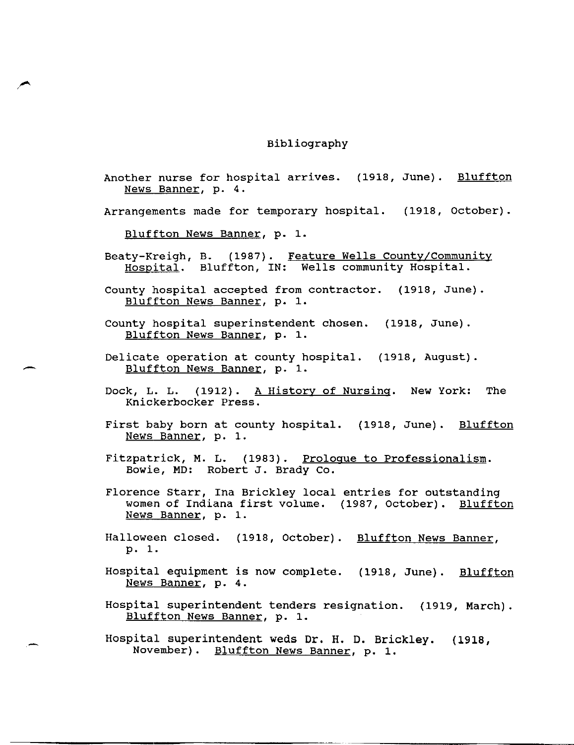# Bibliography

Another nurse for hospital arrives. (1918, June). _Bluffton News Banner_, p. 4.

Arrangements made for temporary hospital. (1918, October). _Bluffton News Banner_, p. 1.

Beaty-Kreigh, B. (1987). _Feature Wells County/Community Hospital_. Bluffton, IN: Wells community Hospital.

County hospital accepted from contractor. (1918, June). _Bluffton News Banner_, p. 1.

County hospital superinstendent chosen. (1918, June). _Bluffton News Banner_, p. 1.

Delicate operation at county hospital. (1918, August). _Bluffton News Banner_, p. 1.

Dock, L. L. (1912). _A History of Nursing_. New York: The Knickerbocker Press.

First baby born at county hospital. (1918, June). _Bluffton News Banner_, p. 1.

Fitzpatrick, M. L. (1983). _Prologue to Professionalism_. Bowie, MD: Robert J. Brady Co.

Florence Starr, Ina Brickley local entries for outstanding women of Indiana first volume. (1987, October). _Bluffton News Banner_, p. 1.

Halloween closed. (1918, October). _Bluffton News Banner_, p. 1.

Hospital equipment is now complete. (1918, June). _Bluffton News Banner_, p. 4.

Hospital superintendent tenders resignation. (1919, March). _Bluffton News Banner_, p. 1.

Hospital superintendent weds Dr. H. D. Brickley. (1918, November). _Bluffton News Banner_, p. 1.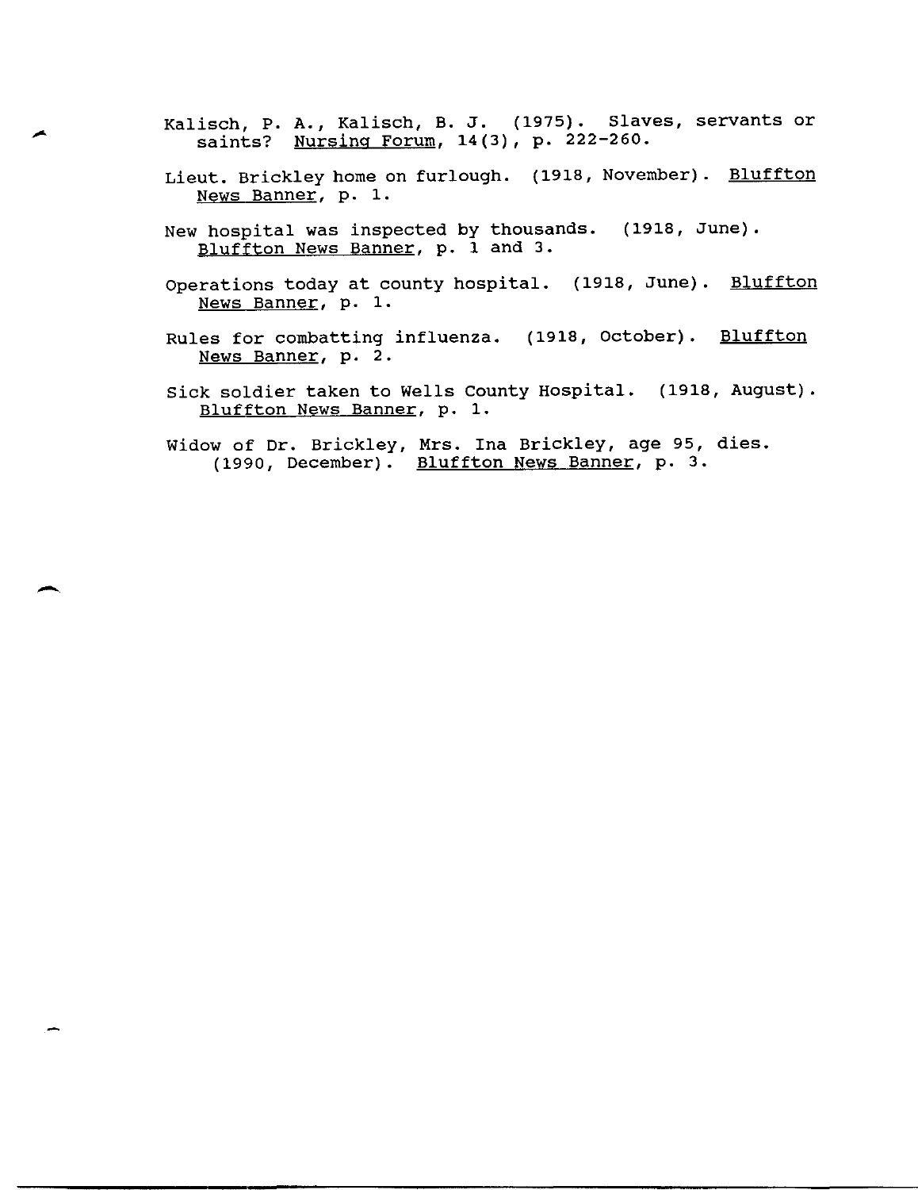Kalisch, P. A., Kalisch, B. J. (1975). Slaves, servants or saints? Nursing Forum, 14(3), p. 222-260.

Lieut. Brickley home on furlough. (1918, November). Bluffton News Banner, p. 1.

New hospital was inspected by thousands. (1918, June). Bluffton News Banner, p. 1 and 3.

Operations today at county hospital. (1918, June). Bluffton News Banner, p. 1.

Rules for combatting influenza. (1918, October). Bluffton News Banner, p. 2.

Sick soldier taken to Wells County Hospital. (1918, August). Bluffton News Banner, p. 1.

Widow of Dr. Brickley, Mrs. Ina Brickley, age 95, dies. (1990, December). Bluffton News Banner, p. 3.